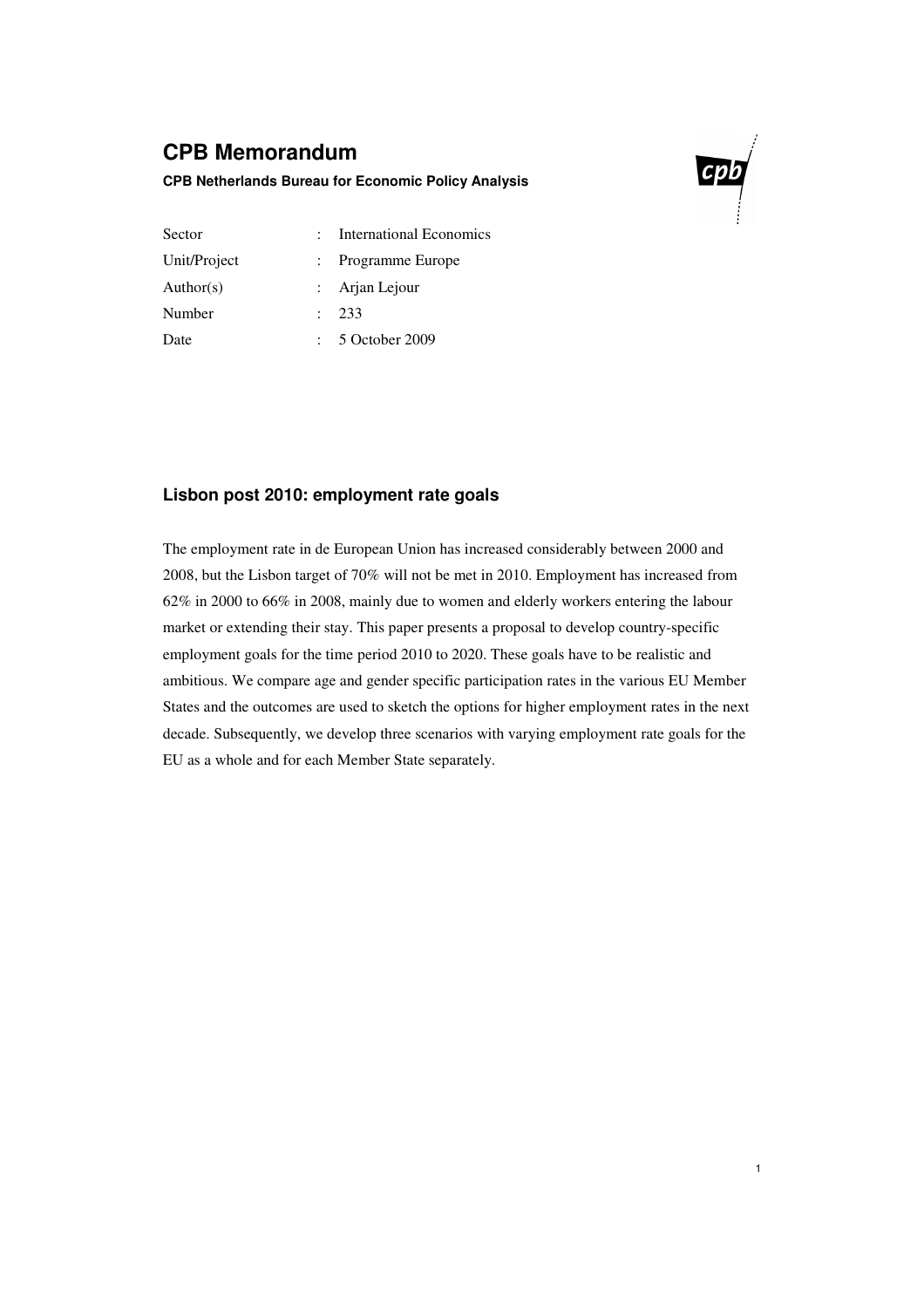# CPB Memorandum

**CPB Netherlands Bureau for Economic Policy Analysis**

| | | |
|---|---|---|
| Sector | : | International Economics |
| Unit/Project | : | Programme Europe |
| Author(s) | : | Arjan Lejour |
| Number | : | 233 |
| Date | : | 5 October 2009 |

## Lisbon post 2010: employment rate goals

The employment rate in de European Union has increased considerably between 2000 and 2008, but the Lisbon target of 70% will not be met in 2010. Employment has increased from 62% in 2000 to 66% in 2008, mainly due to women and elderly workers entering the labour market or extending their stay. This paper presents a proposal to develop country-specific employment goals for the time period 2010 to 2020. These goals have to be realistic and ambitious. We compare age and gender specific participation rates in the various EU Member States and the outcomes are used to sketch the options for higher employment rates in the next decade. Subsequently, we develop three scenarios with varying employment rate goals for the EU as a whole and for each Member State separately.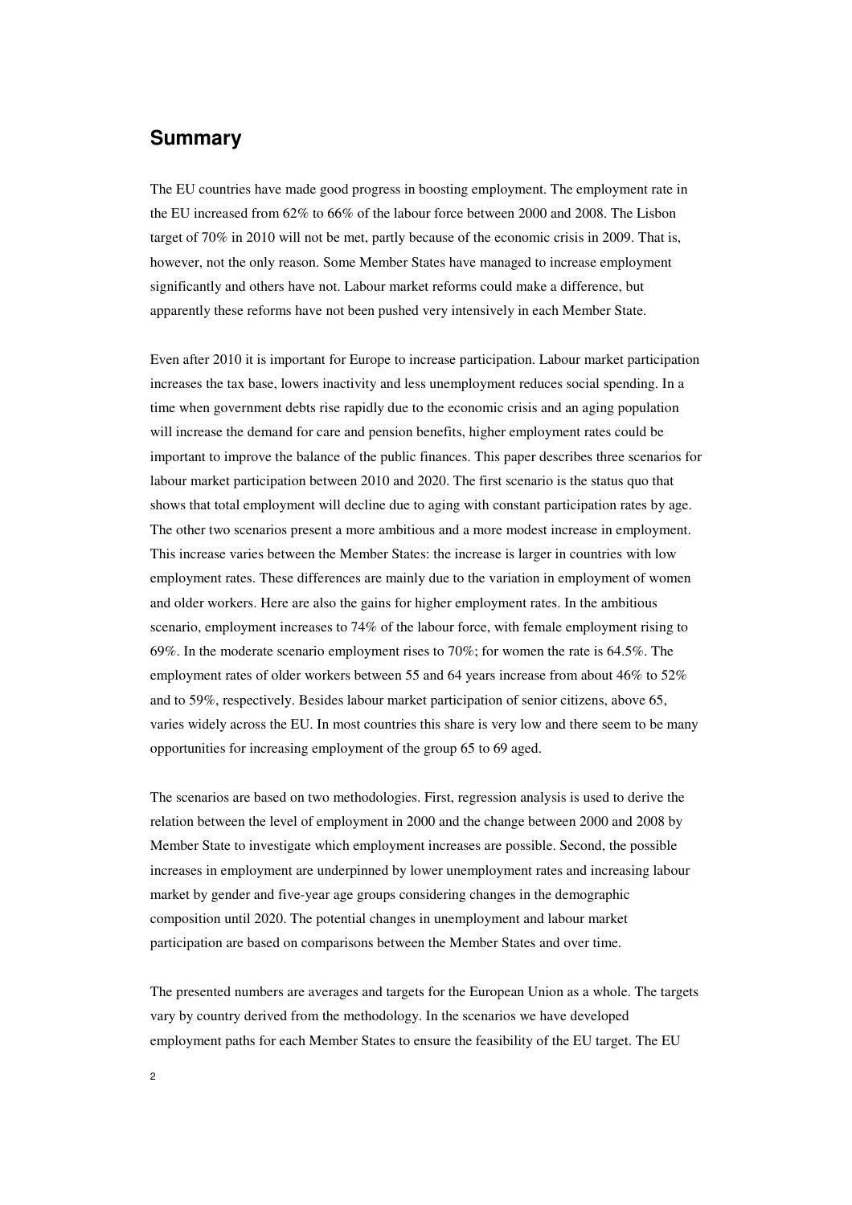## Summary

The EU countries have made good progress in boosting employment. The employment rate in the EU increased from 62% to 66% of the labour force between 2000 and 2008. The Lisbon target of 70% in 2010 will not be met, partly because of the economic crisis in 2009. That is, however, not the only reason. Some Member States have managed to increase employment significantly and others have not. Labour market reforms could make a difference, but apparently these reforms have not been pushed very intensively in each Member State.

Even after 2010 it is important for Europe to increase participation. Labour market participation increases the tax base, lowers inactivity and less unemployment reduces social spending. In a time when government debts rise rapidly due to the economic crisis and an aging population will increase the demand for care and pension benefits, higher employment rates could be important to improve the balance of the public finances. This paper describes three scenarios for labour market participation between 2010 and 2020. The first scenario is the status quo that shows that total employment will decline due to aging with constant participation rates by age. The other two scenarios present a more ambitious and a more modest increase in employment. This increase varies between the Member States: the increase is larger in countries with low employment rates. These differences are mainly due to the variation in employment of women and older workers. Here are also the gains for higher employment rates. In the ambitious scenario, employment increases to 74% of the labour force, with female employment rising to 69%. In the moderate scenario employment rises to 70%; for women the rate is 64.5%. The employment rates of older workers between 55 and 64 years increase from about 46% to 52% and to 59%, respectively. Besides labour market participation of senior citizens, above 65, varies widely across the EU. In most countries this share is very low and there seem to be many opportunities for increasing employment of the group 65 to 69 aged.

The scenarios are based on two methodologies. First, regression analysis is used to derive the relation between the level of employment in 2000 and the change between 2000 and 2008 by Member State to investigate which employment increases are possible. Second, the possible increases in employment are underpinned by lower unemployment rates and increasing labour market by gender and five-year age groups considering changes in the demographic composition until 2020. The potential changes in unemployment and labour market participation are based on comparisons between the Member States and over time.

The presented numbers are averages and targets for the European Union as a whole. The targets vary by country derived from the methodology. In the scenarios we have developed employment paths for each Member States to ensure the feasibility of the EU target. The EU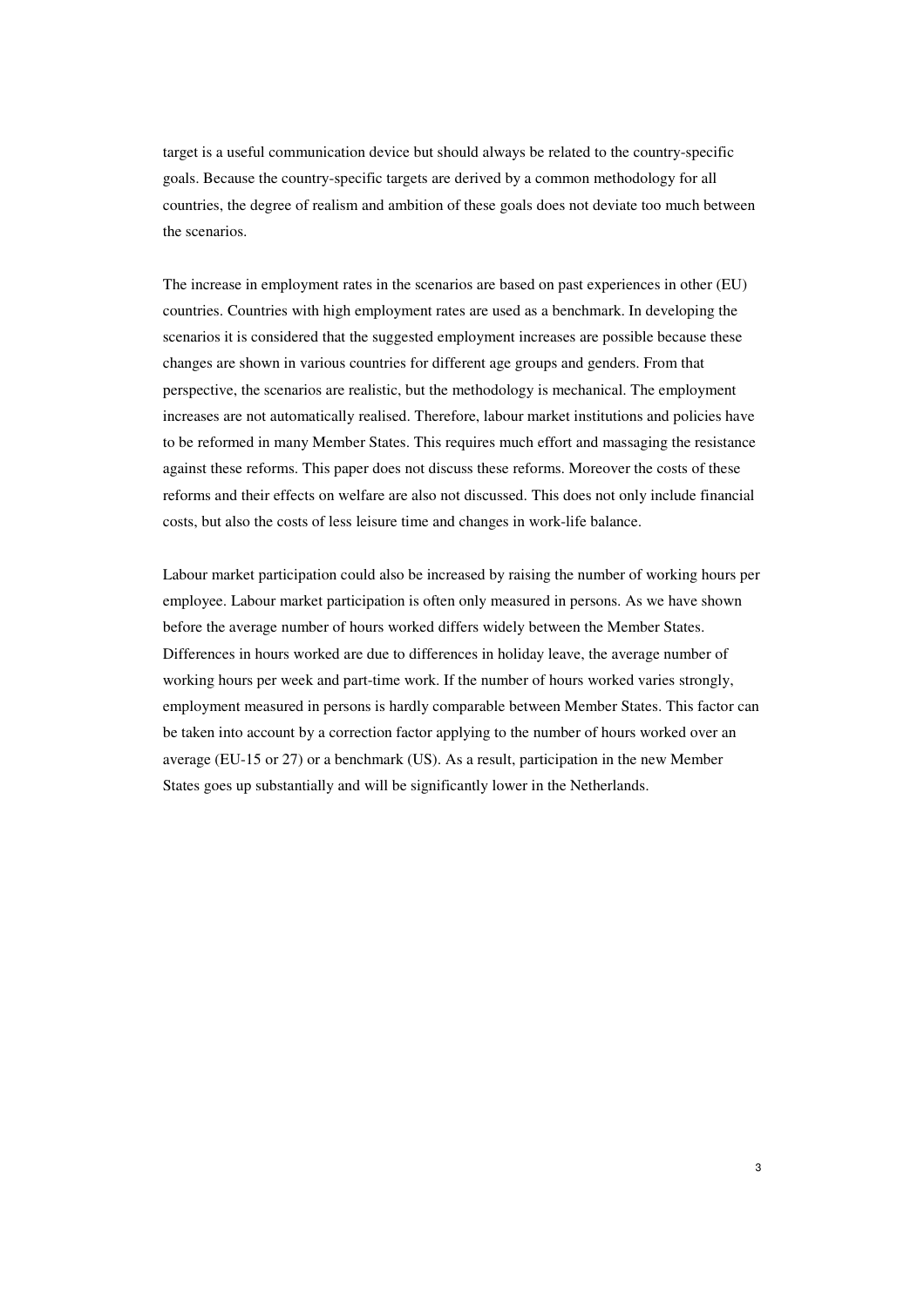target is a useful communication device but should always be related to the country-specific goals. Because the country-specific targets are derived by a common methodology for all countries, the degree of realism and ambition of these goals does not deviate too much between the scenarios.

The increase in employment rates in the scenarios are based on past experiences in other (EU) countries. Countries with high employment rates are used as a benchmark. In developing the scenarios it is considered that the suggested employment increases are possible because these changes are shown in various countries for different age groups and genders. From that perspective, the scenarios are realistic, but the methodology is mechanical. The employment increases are not automatically realised. Therefore, labour market institutions and policies have to be reformed in many Member States. This requires much effort and massaging the resistance against these reforms. This paper does not discuss these reforms. Moreover the costs of these reforms and their effects on welfare are also not discussed. This does not only include financial costs, but also the costs of less leisure time and changes in work-life balance.

Labour market participation could also be increased by raising the number of working hours per employee. Labour market participation is often only measured in persons. As we have shown before the average number of hours worked differs widely between the Member States. Differences in hours worked are due to differences in holiday leave, the average number of working hours per week and part-time work. If the number of hours worked varies strongly, employment measured in persons is hardly comparable between Member States. This factor can be taken into account by a correction factor applying to the number of hours worked over an average (EU-15 or 27) or a benchmark (US). As a result, participation in the new Member States goes up substantially and will be significantly lower in the Netherlands.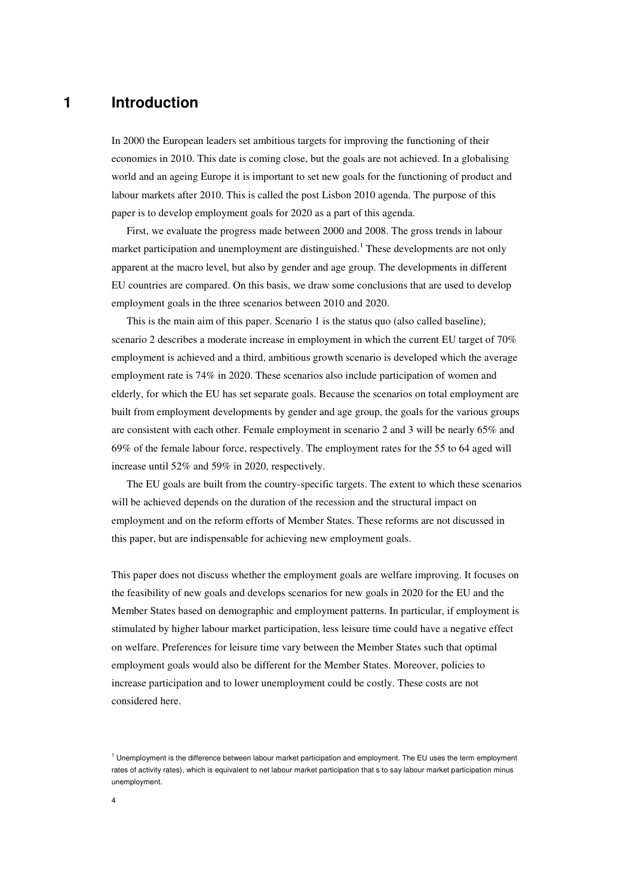# 1 Introduction

In 2000 the European leaders set ambitious targets for improving the functioning of their economies in 2010. This date is coming close, but the goals are not achieved. In a globalising world and an ageing Europe it is important to set new goals for the functioning of product and labour markets after 2010. This is called the post Lisbon 2010 agenda. The purpose of this paper is to develop employment goals for 2020 as a part of this agenda.

First, we evaluate the progress made between 2000 and 2008. The gross trends in labour market participation and unemployment are distinguished.[1] These developments are not only apparent at the macro level, but also by gender and age group. The developments in different EU countries are compared. On this basis, we draw some conclusions that are used to develop employment goals in the three scenarios between 2010 and 2020.

This is the main aim of this paper. Scenario 1 is the status quo (also called baseline), scenario 2 describes a moderate increase in employment in which the current EU target of 70% employment is achieved and a third, ambitious growth scenario is developed which the average employment rate is 74% in 2020. These scenarios also include participation of women and elderly, for which the EU has set separate goals. Because the scenarios on total employment are built from employment developments by gender and age group, the goals for the various groups are consistent with each other. Female employment in scenario 2 and 3 will be nearly 65% and 69% of the female labour force, respectively. The employment rates for the 55 to 64 aged will increase until 52% and 59% in 2020, respectively.

The EU goals are built from the country-specific targets. The extent to which these scenarios will be achieved depends on the duration of the recession and the structural impact on employment and on the reform efforts of Member States. These reforms are not discussed in this paper, but are indispensable for achieving new employment goals.

This paper does not discuss whether the employment goals are welfare improving. It focuses on the feasibility of new goals and develops scenarios for new goals in 2020 for the EU and the Member States based on demographic and employment patterns. In particular, if employment is stimulated by higher labour market participation, less leisure time could have a negative effect on welfare. Preferences for leisure time vary between the Member States such that optimal employment goals would also be different for the Member States. Moreover, policies to increase participation and to lower unemployment could be costly. These costs are not considered here.

[1] Unemployment is the difference between labour market participation and employment. The EU uses the term employment rates of activity rates), which is equivalent to net labour market participation that s to say labour market participation minus unemployment.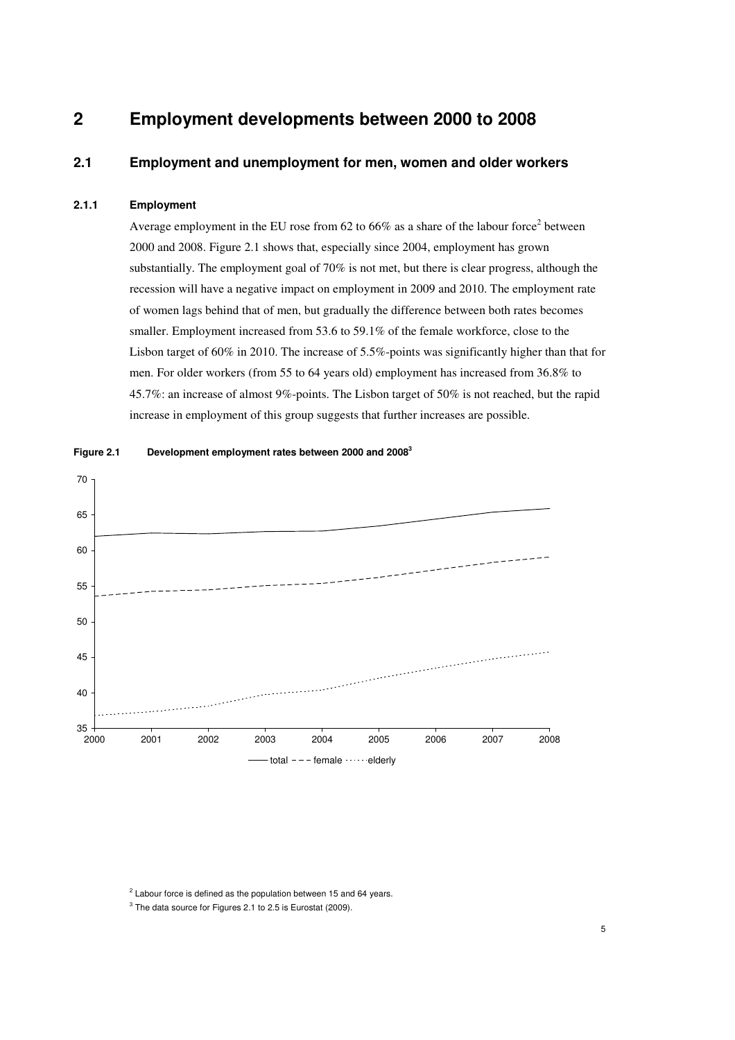# 2 Employment developments between 2000 to 2008

## 2.1 Employment and unemployment for men, women and older workers

### 2.1.1 Employment

Average employment in the EU rose from 62 to 66% as a share of the labour force[2] between 2000 and 2008. Figure 2.1 shows that, especially since 2004, employment has grown substantially. The employment goal of 70% is not met, but there is clear progress, although the recession will have a negative impact on employment in 2009 and 2010. The employment rate of women lags behind that of men, but gradually the difference between both rates becomes smaller. Employment increased from 53.6 to 59.1% of the female workforce, close to the Lisbon target of 60% in 2010. The increase of 5.5%-points was significantly higher than that for men. For older workers (from 55 to 64 years old) employment has increased from 36.8% to 45.7%: an increase of almost 9%-points. The Lisbon target of 50% is not reached, but the rapid increase in employment of this group suggests that further increases are possible.

**Figure 2.1 Development employment rates between 2000 and 2008[3]**

[2] Labour force is defined as the population between 15 and 64 years.

[3] The data source for Figures 2.1 to 2.5 is Eurostat (2009).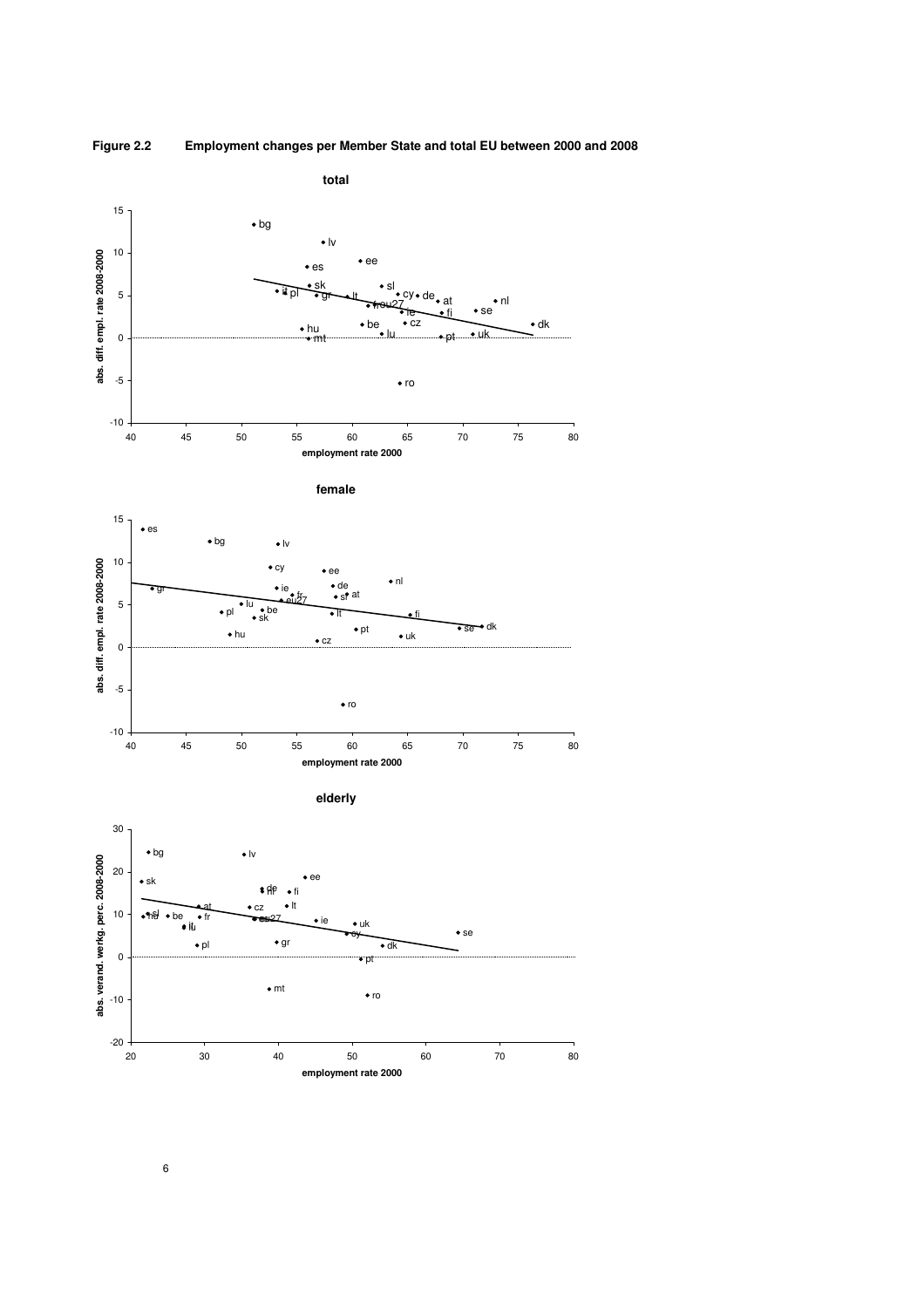**Figure 2.2 Employment changes per Member State and total EU between 2000 and 2008**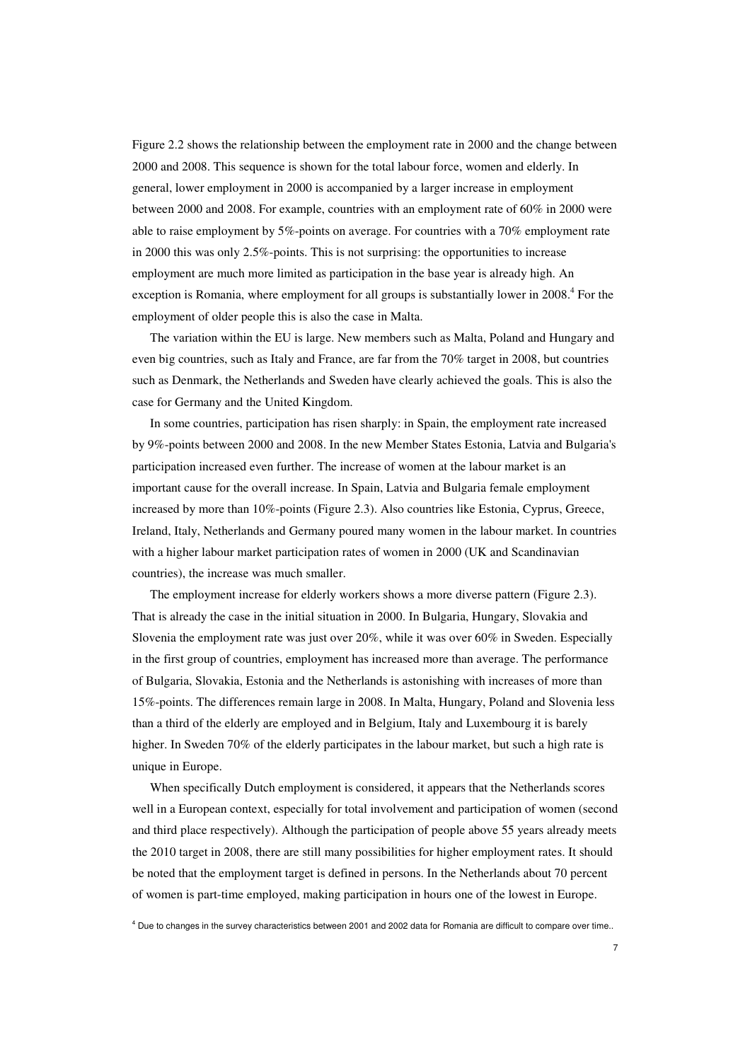Figure 2.2 shows the relationship between the employment rate in 2000 and the change between 2000 and 2008. This sequence is shown for the total labour force, women and elderly. In general, lower employment in 2000 is accompanied by a larger increase in employment between 2000 and 2008. For example, countries with an employment rate of 60% in 2000 were able to raise employment by 5%-points on average. For countries with a 70% employment rate in 2000 this was only 2.5%-points. This is not surprising: the opportunities to increase employment are much more limited as participation in the base year is already high. An exception is Romania, where employment for all groups is substantially lower in 2008.[4] For the employment of older people this is also the case in Malta.

The variation within the EU is large. New members such as Malta, Poland and Hungary and even big countries, such as Italy and France, are far from the 70% target in 2008, but countries such as Denmark, the Netherlands and Sweden have clearly achieved the goals. This is also the case for Germany and the United Kingdom.

In some countries, participation has risen sharply: in Spain, the employment rate increased by 9%-points between 2000 and 2008. In the new Member States Estonia, Latvia and Bulgaria's participation increased even further. The increase of women at the labour market is an important cause for the overall increase. In Spain, Latvia and Bulgaria female employment increased by more than 10%-points (Figure 2.3). Also countries like Estonia, Cyprus, Greece, Ireland, Italy, Netherlands and Germany poured many women in the labour market. In countries with a higher labour market participation rates of women in 2000 (UK and Scandinavian countries), the increase was much smaller.

The employment increase for elderly workers shows a more diverse pattern (Figure 2.3). That is already the case in the initial situation in 2000. In Bulgaria, Hungary, Slovakia and Slovenia the employment rate was just over 20%, while it was over 60% in Sweden. Especially in the first group of countries, employment has increased more than average. The performance of Bulgaria, Slovakia, Estonia and the Netherlands is astonishing with increases of more than 15%-points. The differences remain large in 2008. In Malta, Hungary, Poland and Slovenia less than a third of the elderly are employed and in Belgium, Italy and Luxembourg it is barely higher. In Sweden 70% of the elderly participates in the labour market, but such a high rate is unique in Europe.

When specifically Dutch employment is considered, it appears that the Netherlands scores well in a European context, especially for total involvement and participation of women (second and third place respectively). Although the participation of people above 55 years already meets the 2010 target in 2008, there are still many possibilities for higher employment rates. It should be noted that the employment target is defined in persons. In the Netherlands about 70 percent of women is part-time employed, making participation in hours one of the lowest in Europe.

[4] Due to changes in the survey characteristics between 2001 and 2002 data for Romania are difficult to compare over time..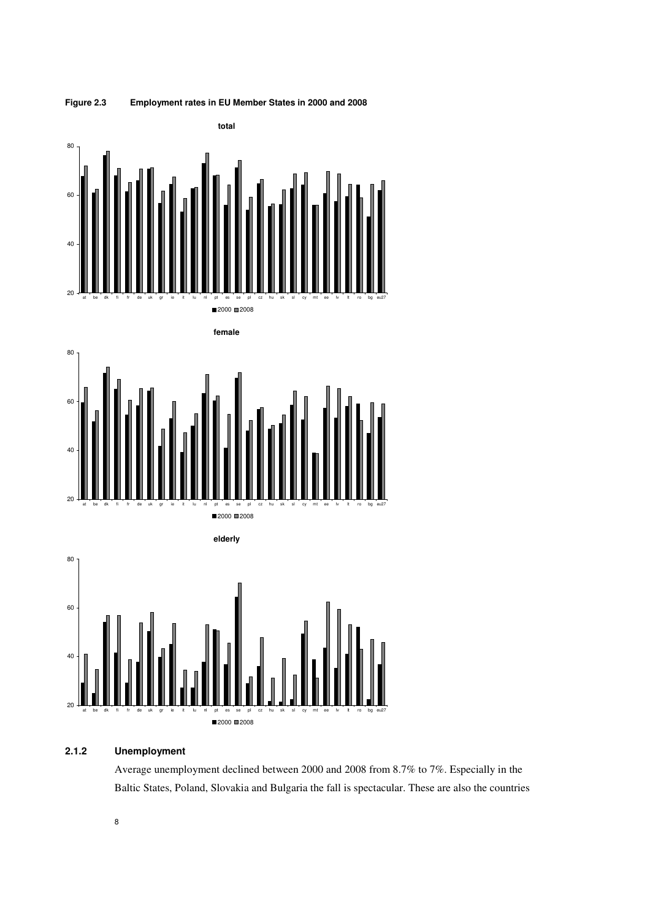**Figure 2.3 Employment rates in EU Member States in 2000 and 2008**

### 2.1.2 Unemployment

Average unemployment declined between 2000 and 2008 from 8.7% to 7%. Especially in the Baltic States, Poland, Slovakia and Bulgaria the fall is spectacular. These are also the countries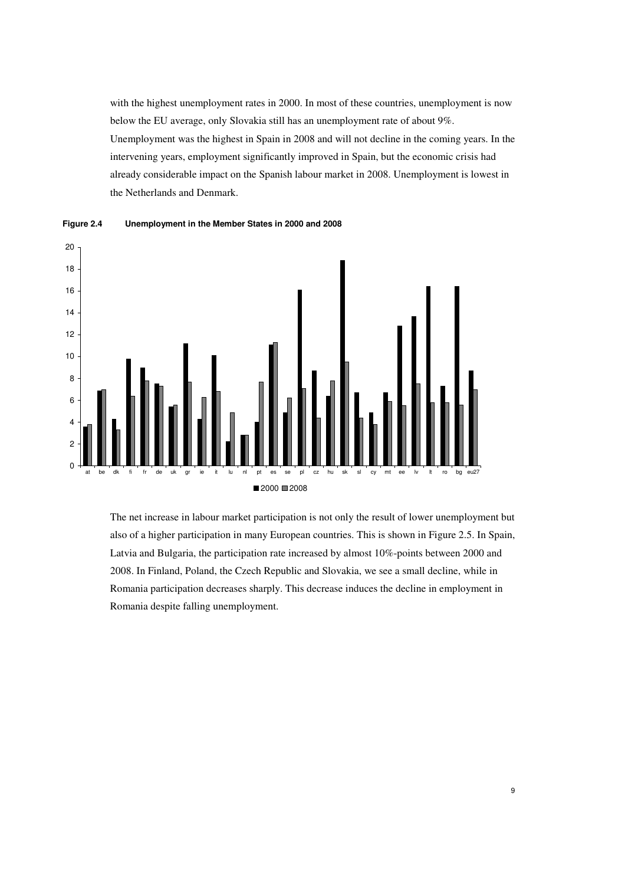with the highest unemployment rates in 2000. In most of these countries, unemployment is now below the EU average, only Slovakia still has an unemployment rate of about 9%. Unemployment was the highest in Spain in 2008 and will not decline in the coming years. In the intervening years, employment significantly improved in Spain, but the economic crisis had already considerable impact on the Spanish labour market in 2008. Unemployment is lowest in the Netherlands and Denmark.

**Figure 2.4 Unemployment in the Member States in 2000 and 2008**

The net increase in labour market participation is not only the result of lower unemployment but also of a higher participation in many European countries. This is shown in Figure 2.5. In Spain, Latvia and Bulgaria, the participation rate increased by almost 10%-points between 2000 and 2008. In Finland, Poland, the Czech Republic and Slovakia, we see a small decline, while in Romania participation decreases sharply. This decrease induces the decline in employment in Romania despite falling unemployment.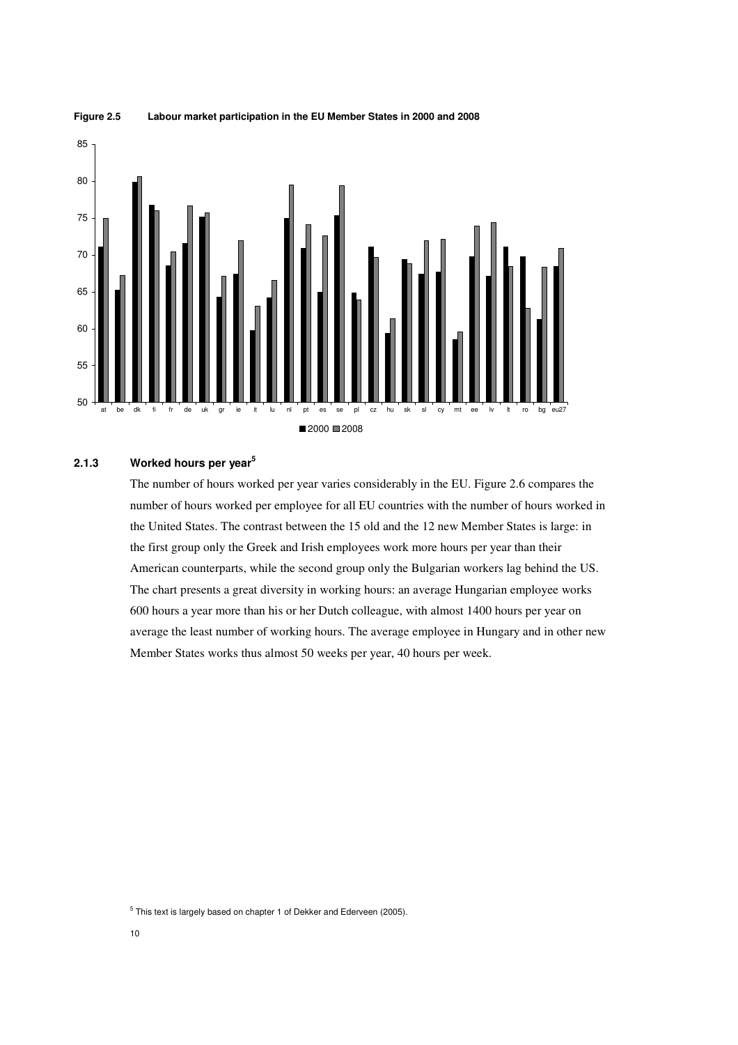**Figure 2.5 Labour market participation in the EU Member States in 2000 and 2008**

### 2.1.3 Worked hours per year[5]

The number of hours worked per year varies considerably in the EU. Figure 2.6 compares the number of hours worked per employee for all EU countries with the number of hours worked in the United States. The contrast between the 15 old and the 12 new Member States is large: in the first group only the Greek and Irish employees work more hours per year than their American counterparts, while the second group only the Bulgarian workers lag behind the US. The chart presents a great diversity in working hours: an average Hungarian employee works 600 hours a year more than his or her Dutch colleague, with almost 1400 hours per year on average the least number of working hours. The average employee in Hungary and in other new Member States works thus almost 50 weeks per year, 40 hours per week.

[5] This text is largely based on chapter 1 of Dekker and Ederveen (2005).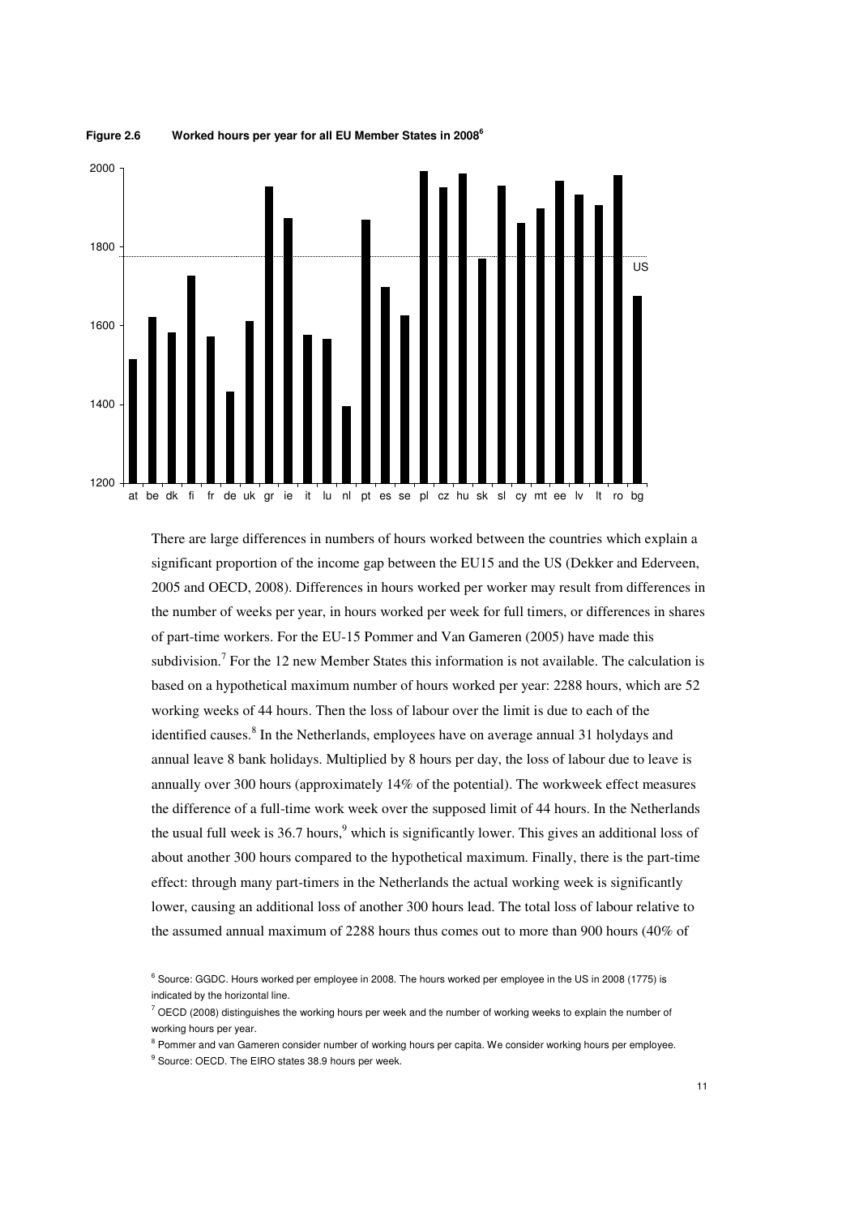**Figure 2.6 Worked hours per year for all EU Member States in 2008**[6]

There are large differences in numbers of hours worked between the countries which explain a significant proportion of the income gap between the EU15 and the US (Dekker and Ederveen, 2005 and OECD, 2008). Differences in hours worked per worker may result from differences in the number of weeks per year, in hours worked per week for full timers, or differences in shares of part-time workers. For the EU-15 Pommer and Van Gameren (2005) have made this subdivision.[7] For the 12 new Member States this information is not available. The calculation is based on a hypothetical maximum number of hours worked per year: 2288 hours, which are 52 working weeks of 44 hours. Then the loss of labour over the limit is due to each of the identified causes.[8] In the Netherlands, employees have on average annual 31 holydays and annual leave 8 bank holidays. Multiplied by 8 hours per day, the loss of labour due to leave is annually over 300 hours (approximately 14% of the potential). The workweek effect measures the difference of a full-time work week over the supposed limit of 44 hours. In the Netherlands the usual full week is 36.7 hours,[9] which is significantly lower. This gives an additional loss of about another 300 hours compared to the hypothetical maximum. Finally, there is the part-time effect: through many part-timers in the Netherlands the actual working week is significantly lower, causing an additional loss of another 300 hours lead. The total loss of labour relative to the assumed annual maximum of 2288 hours thus comes out to more than 900 hours (40% of

[6] Source: GGDC. Hours worked per employee in 2008. The hours worked per employee in the US in 2008 (1775) is indicated by the horizontal line.

[7] OECD (2008) distinguishes the working hours per week and the number of working weeks to explain the number of working hours per year.

[8] Pommer and van Gameren consider number of working hours per capita. We consider working hours per employee.

[9] Source: OECD. The EIRO states 38.9 hours per week.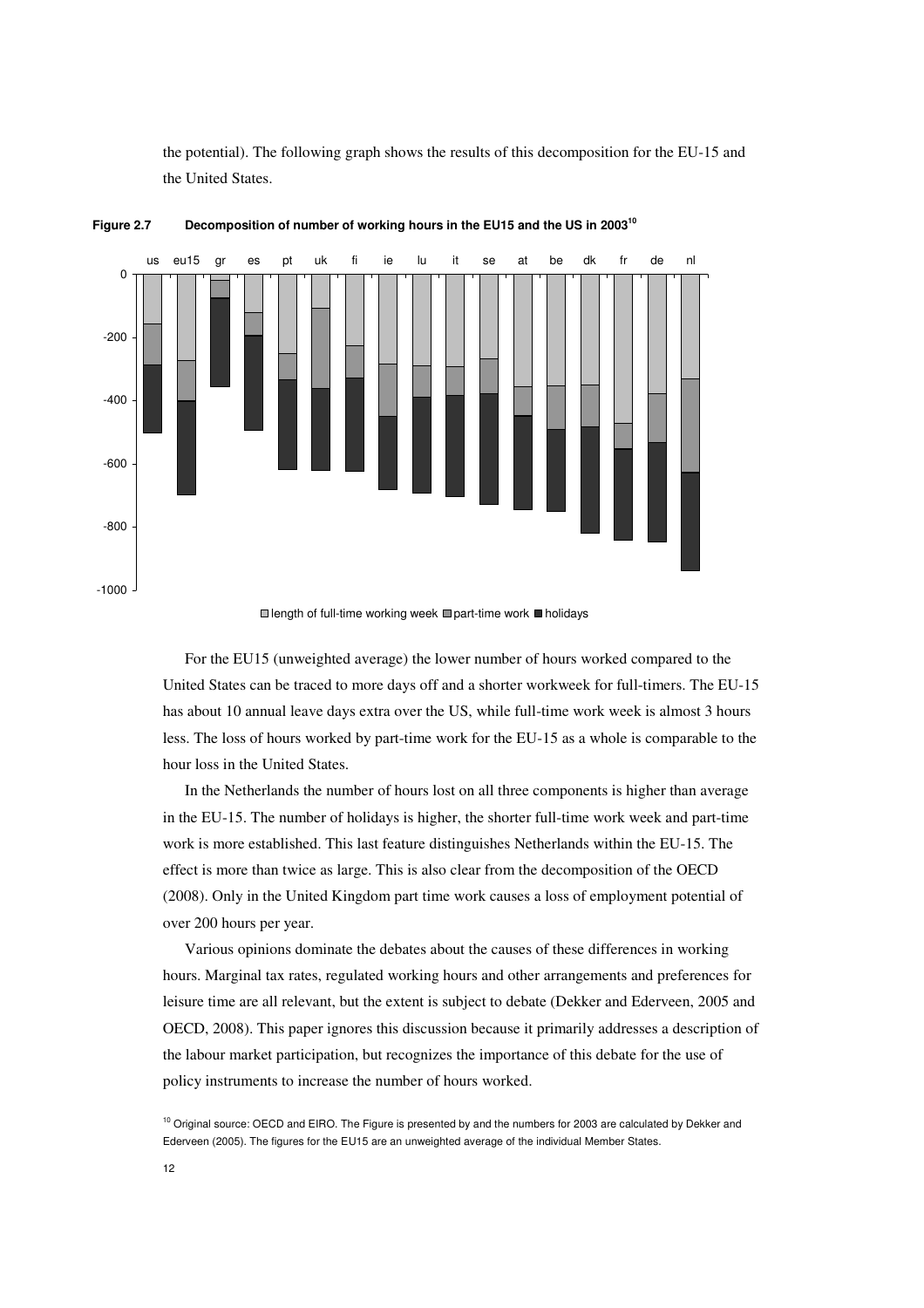the potential). The following graph shows the results of this decomposition for the EU-15 and the United States.

**Figure 2.7 Decomposition of number of working hours in the EU15 and the US in 2003**[10]

For the EU15 (unweighted average) the lower number of hours worked compared to the United States can be traced to more days off and a shorter workweek for full-timers. The EU-15 has about 10 annual leave days extra over the US, while full-time work week is almost 3 hours less. The loss of hours worked by part-time work for the EU-15 as a whole is comparable to the hour loss in the United States.

In the Netherlands the number of hours lost on all three components is higher than average in the EU-15. The number of holidays is higher, the shorter full-time work week and part-time work is more established. This last feature distinguishes Netherlands within the EU-15. The effect is more than twice as large. This is also clear from the decomposition of the OECD (2008). Only in the United Kingdom part time work causes a loss of employment potential of over 200 hours per year.

Various opinions dominate the debates about the causes of these differences in working hours. Marginal tax rates, regulated working hours and other arrangements and preferences for leisure time are all relevant, but the extent is subject to debate (Dekker and Ederveen, 2005 and OECD, 2008). This paper ignores this discussion because it primarily addresses a description of the labour market participation, but recognizes the importance of this debate for the use of policy instruments to increase the number of hours worked.

[10] Original source: OECD and EIRO. The Figure is presented by and the numbers for 2003 are calculated by Dekker and Ederveen (2005). The figures for the EU15 are an unweighted average of the individual Member States.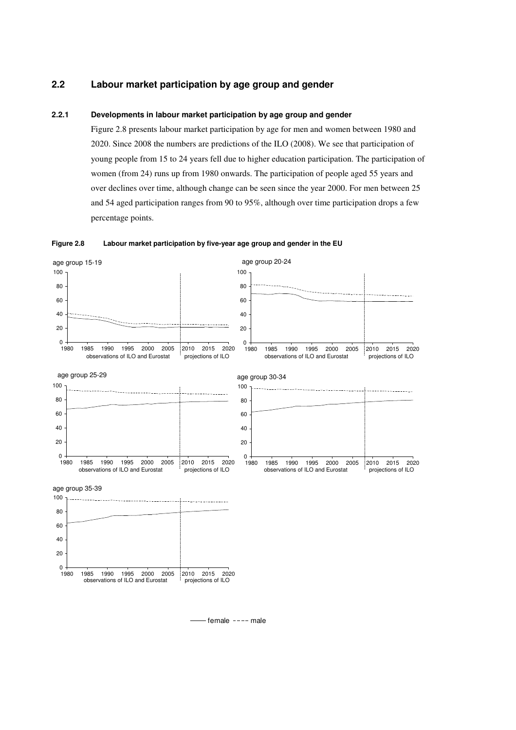## 2.2 Labour market participation by age group and gender

### 2.2.1 Developments in labour market participation by age group and gender

Figure 2.8 presents labour market participation by age for men and women between 1980 and 2020. Since 2008 the numbers are predictions of the ILO (2008). We see that participation of young people from 15 to 24 years fell due to higher education participation. The participation of women (from 24) runs up from 1980 onwards. The participation of people aged 55 years and over declines over time, although change can be seen since the year 2000. For men between 25 and 54 aged participation ranges from 90 to 95%, although over time participation drops a few percentage points.

**Figure 2.8 Labour market participation by five-year age group and gender in the EU**

age group 15-19

age group 20-24

age group 25-29

age group 30-34

age group 35-39

observations of ILO and Eurostat | projections of ILO

—— female ---- male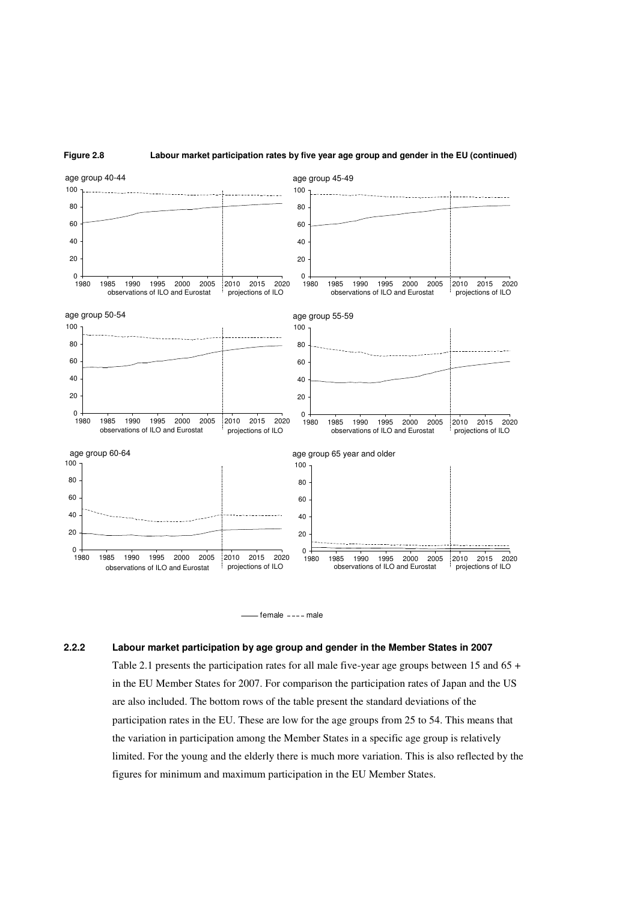**Figure 2.8 Labour market participation rates by five year age group and gender in the EU (continued)**

### 2.2.2 Labour market participation by age group and gender in the Member States in 2007

Table 2.1 presents the participation rates for all male five-year age groups between 15 and 65 + in the EU Member States for 2007. For comparison the participation rates of Japan and the US are also included. The bottom rows of the table present the standard deviations of the participation rates in the EU. These are low for the age groups from 25 to 54. This means that the variation in participation among the Member States in a specific age group is relatively limited. For the young and the elderly there is much more variation. This is also reflected by the figures for minimum and maximum participation in the EU Member States.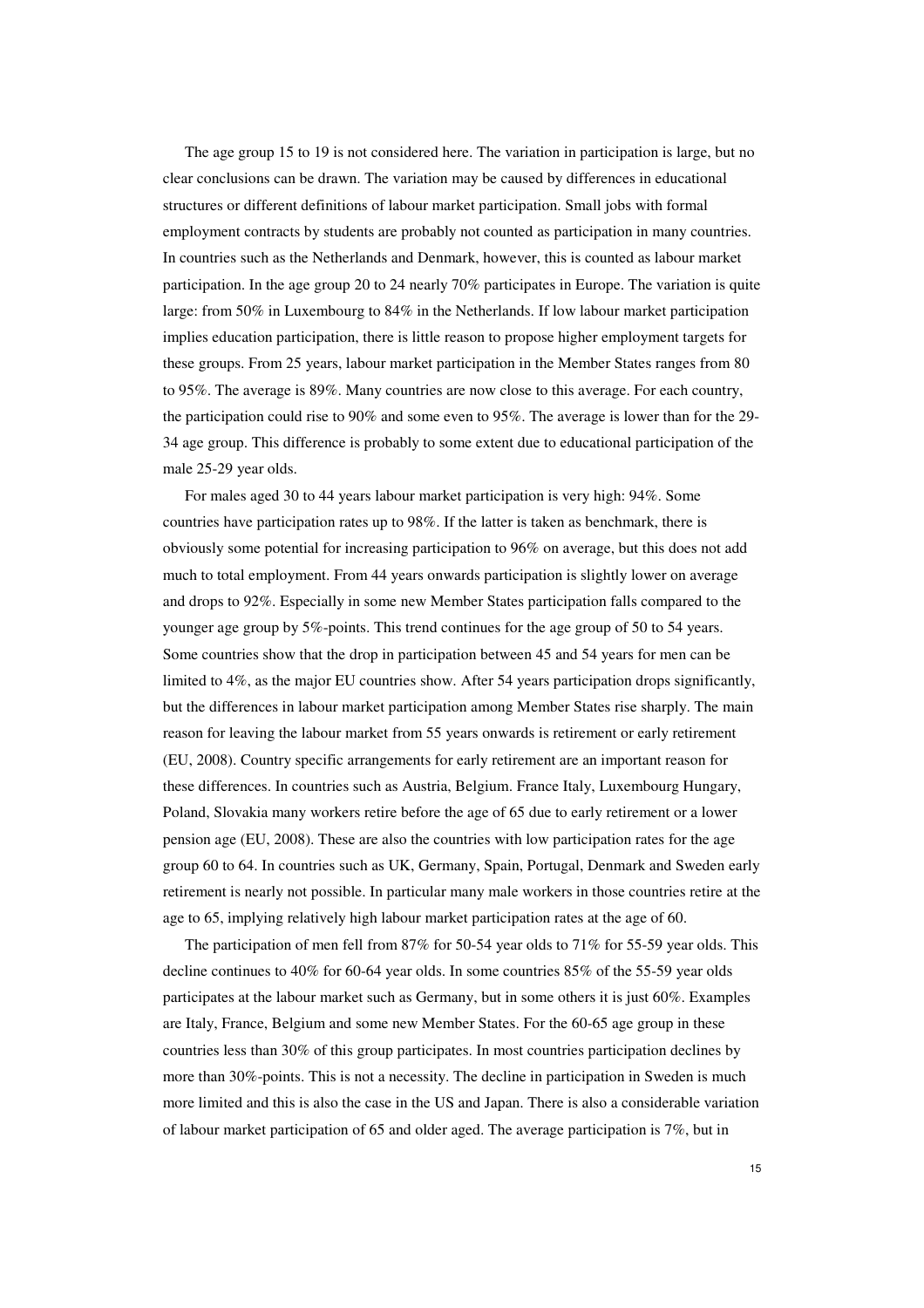The age group 15 to 19 is not considered here. The variation in participation is large, but no clear conclusions can be drawn. The variation may be caused by differences in educational structures or different definitions of labour market participation. Small jobs with formal employment contracts by students are probably not counted as participation in many countries. In countries such as the Netherlands and Denmark, however, this is counted as labour market participation. In the age group 20 to 24 nearly 70% participates in Europe. The variation is quite large: from 50% in Luxembourg to 84% in the Netherlands. If low labour market participation implies education participation, there is little reason to propose higher employment targets for these groups. From 25 years, labour market participation in the Member States ranges from 80 to 95%. The average is 89%. Many countries are now close to this average. For each country, the participation could rise to 90% and some even to 95%. The average is lower than for the 29-34 age group. This difference is probably to some extent due to educational participation of the male 25-29 year olds.

For males aged 30 to 44 years labour market participation is very high: 94%. Some countries have participation rates up to 98%. If the latter is taken as benchmark, there is obviously some potential for increasing participation to 96% on average, but this does not add much to total employment. From 44 years onwards participation is slightly lower on average and drops to 92%. Especially in some new Member States participation falls compared to the younger age group by 5%-points. This trend continues for the age group of 50 to 54 years. Some countries show that the drop in participation between 45 and 54 years for men can be limited to 4%, as the major EU countries show. After 54 years participation drops significantly, but the differences in labour market participation among Member States rise sharply. The main reason for leaving the labour market from 55 years onwards is retirement or early retirement (EU, 2008). Country specific arrangements for early retirement are an important reason for these differences. In countries such as Austria, Belgium. France Italy, Luxembourg Hungary, Poland, Slovakia many workers retire before the age of 65 due to early retirement or a lower pension age (EU, 2008). These are also the countries with low participation rates for the age group 60 to 64. In countries such as UK, Germany, Spain, Portugal, Denmark and Sweden early retirement is nearly not possible. In particular many male workers in those countries retire at the age to 65, implying relatively high labour market participation rates at the age of 60.

The participation of men fell from 87% for 50-54 year olds to 71% for 55-59 year olds. This decline continues to 40% for 60-64 year olds. In some countries 85% of the 55-59 year olds participates at the labour market such as Germany, but in some others it is just 60%. Examples are Italy, France, Belgium and some new Member States. For the 60-65 age group in these countries less than 30% of this group participates. In most countries participation declines by more than 30%-points. This is not a necessity. The decline in participation in Sweden is much more limited and this is also the case in the US and Japan. There is also a considerable variation of labour market participation of 65 and older aged. The average participation is 7%, but in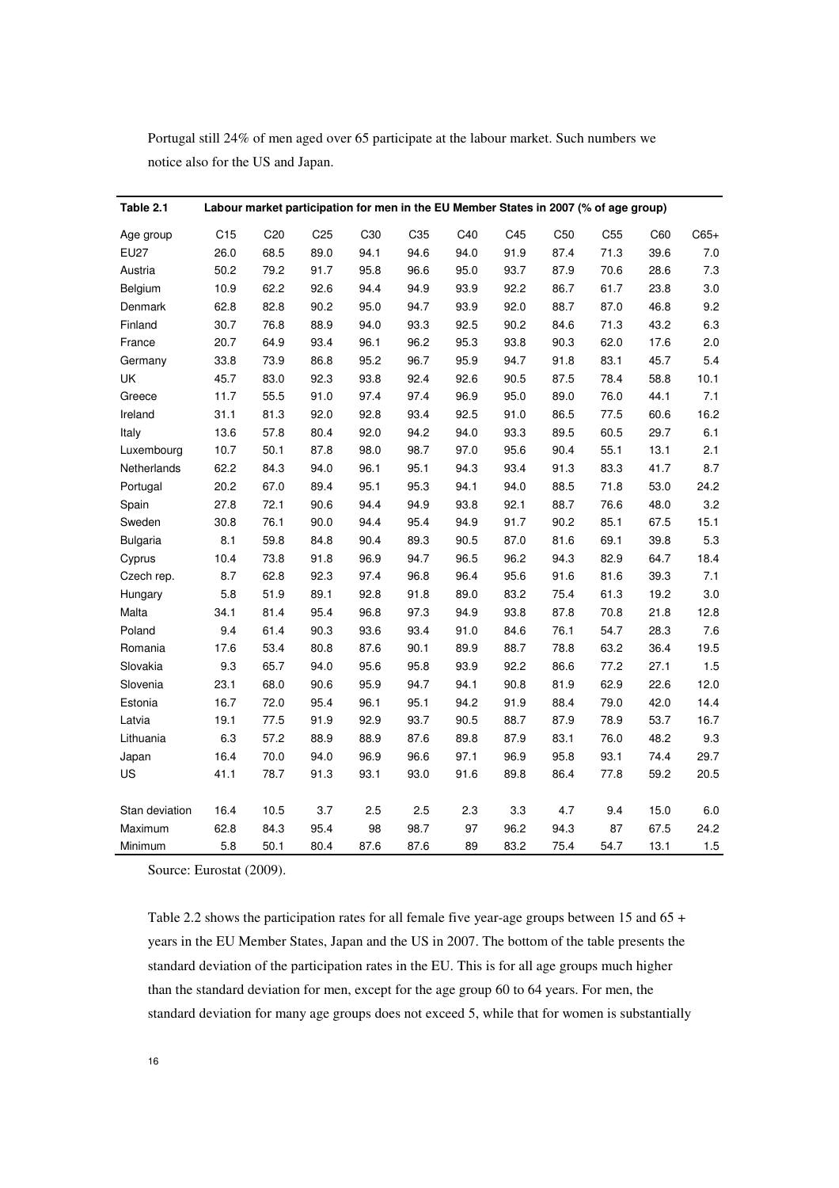Portugal still 24% of men aged over 65 participate at the labour market. Such numbers we notice also for the US and Japan.

| Table 2.1 | Labour market participation for men in the EU Member States in 2007 (% of age group) | | | | | | | | | |
|---|---|---|---|---|---|---|---|---|---|---|
| Age group | C15 | C20 | C25 | C30 | C35 | C40 | C45 | C50 | C55 | C60 | C65+ |
| EU27 | 26.0 | 68.5 | 89.0 | 94.1 | 94.6 | 94.0 | 91.9 | 87.4 | 71.3 | 39.6 | 7.0 |
| Austria | 50.2 | 79.2 | 91.7 | 95.8 | 96.6 | 95.0 | 93.7 | 87.9 | 70.6 | 28.6 | 7.3 |
| Belgium | 10.9 | 62.2 | 92.6 | 94.4 | 94.9 | 93.9 | 92.2 | 86.7 | 61.7 | 23.8 | 3.0 |
| Denmark | 62.8 | 82.8 | 90.2 | 95.0 | 94.7 | 93.9 | 92.0 | 88.7 | 87.0 | 46.8 | 9.2 |
| Finland | 30.7 | 76.8 | 88.9 | 94.0 | 93.3 | 92.5 | 90.2 | 84.6 | 71.3 | 43.2 | 6.3 |
| France | 20.7 | 64.9 | 93.4 | 96.1 | 96.2 | 95.3 | 93.8 | 90.3 | 62.0 | 17.6 | 2.0 |
| Germany | 33.8 | 73.9 | 86.8 | 95.2 | 96.7 | 95.9 | 94.7 | 91.8 | 83.1 | 45.7 | 5.4 |
| UK | 45.7 | 83.0 | 92.3 | 93.8 | 92.4 | 92.6 | 90.5 | 87.5 | 78.4 | 58.8 | 10.1 |
| Greece | 11.7 | 55.5 | 91.0 | 97.4 | 97.4 | 96.9 | 95.0 | 89.0 | 76.0 | 44.1 | 7.1 |
| Ireland | 31.1 | 81.3 | 92.0 | 92.8 | 93.4 | 92.5 | 91.0 | 86.5 | 77.5 | 60.6 | 16.2 |
| Italy | 13.6 | 57.8 | 80.4 | 92.0 | 94.2 | 94.0 | 93.3 | 89.5 | 60.5 | 29.7 | 6.1 |
| Luxembourg | 10.7 | 50.1 | 87.8 | 98.0 | 98.7 | 97.0 | 95.6 | 90.4 | 55.1 | 13.1 | 2.1 |
| Netherlands | 62.2 | 84.3 | 94.0 | 96.1 | 95.1 | 94.3 | 93.4 | 91.3 | 83.3 | 41.7 | 8.7 |
| Portugal | 20.2 | 67.0 | 89.4 | 95.1 | 95.3 | 94.1 | 94.0 | 88.5 | 71.8 | 53.0 | 24.2 |
| Spain | 27.8 | 72.1 | 90.6 | 94.4 | 94.9 | 93.8 | 92.1 | 88.7 | 76.6 | 48.0 | 3.2 |
| Sweden | 30.8 | 76.1 | 90.0 | 94.4 | 95.4 | 94.9 | 91.7 | 90.2 | 85.1 | 67.5 | 15.1 |
| Bulgaria | 8.1 | 59.8 | 84.8 | 90.4 | 89.3 | 90.5 | 87.0 | 81.6 | 69.1 | 39.8 | 5.3 |
| Cyprus | 10.4 | 73.8 | 91.8 | 96.9 | 94.7 | 96.5 | 96.2 | 94.3 | 82.9 | 64.7 | 18.4 |
| Czech rep. | 8.7 | 62.8 | 92.3 | 97.4 | 96.8 | 96.4 | 95.6 | 91.6 | 81.6 | 39.3 | 7.1 |
| Hungary | 5.8 | 51.9 | 89.1 | 92.8 | 91.8 | 89.0 | 83.2 | 75.4 | 61.3 | 19.2 | 3.0 |
| Malta | 34.1 | 81.4 | 95.4 | 96.8 | 97.3 | 94.9 | 93.8 | 87.8 | 70.8 | 21.8 | 12.8 |
| Poland | 9.4 | 61.4 | 90.3 | 93.6 | 93.4 | 91.0 | 84.6 | 76.1 | 54.7 | 28.3 | 7.6 |
| Romania | 17.6 | 53.4 | 80.8 | 87.6 | 90.1 | 89.9 | 88.7 | 78.8 | 63.2 | 36.4 | 19.5 |
| Slovakia | 9.3 | 65.7 | 94.0 | 95.6 | 95.8 | 93.9 | 92.2 | 86.6 | 77.2 | 27.1 | 1.5 |
| Slovenia | 23.1 | 68.0 | 90.6 | 95.9 | 94.7 | 94.1 | 90.8 | 81.9 | 62.9 | 22.6 | 12.0 |
| Estonia | 16.7 | 72.0 | 95.4 | 96.1 | 95.1 | 94.2 | 91.9 | 88.4 | 79.0 | 42.0 | 14.4 |
| Latvia | 19.1 | 77.5 | 91.9 | 92.9 | 93.7 | 90.5 | 88.7 | 87.9 | 78.9 | 53.7 | 16.7 |
| Lithuania | 6.3 | 57.2 | 88.9 | 88.9 | 87.6 | 89.8 | 87.9 | 83.1 | 76.0 | 48.2 | 9.3 |
| Japan | 16.4 | 70.0 | 94.0 | 96.9 | 96.6 | 97.1 | 96.9 | 95.8 | 93.1 | 74.4 | 29.7 |
| US | 41.1 | 78.7 | 91.3 | 93.1 | 93.0 | 91.6 | 89.8 | 86.4 | 77.8 | 59.2 | 20.5 |
| | | | | | | | | | | | |
| Stan deviation | 16.4 | 10.5 | 3.7 | 2.5 | 2.5 | 2.3 | 3.3 | 4.7 | 9.4 | 15.0 | 6.0 |
| Maximum | 62.8 | 84.3 | 95.4 | 98 | 98.7 | 97 | 96.2 | 94.3 | 87 | 67.5 | 24.2 |
| Minimum | 5.8 | 50.1 | 80.4 | 87.6 | 87.6 | 89 | 83.2 | 75.4 | 54.7 | 13.1 | 1.5 |

Source: Eurostat (2009).

Table 2.2 shows the participation rates for all female five year-age groups between 15 and 65 + years in the EU Member States, Japan and the US in 2007. The bottom of the table presents the standard deviation of the participation rates in the EU. This is for all age groups much higher than the standard deviation for men, except for the age group 60 to 64 years. For men, the standard deviation for many age groups does not exceed 5, while that for women is substantially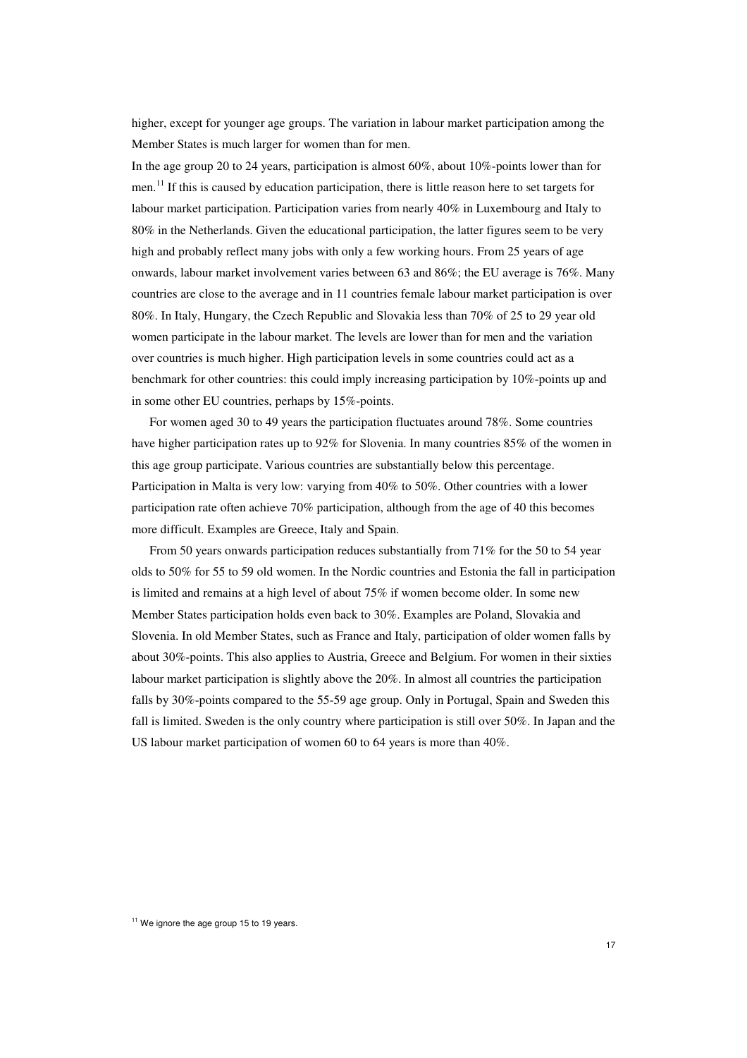higher, except for younger age groups. The variation in labour market participation among the Member States is much larger for women than for men.

In the age group 20 to 24 years, participation is almost 60%, about 10%-points lower than for men.[11] If this is caused by education participation, there is little reason here to set targets for labour market participation. Participation varies from nearly 40% in Luxembourg and Italy to 80% in the Netherlands. Given the educational participation, the latter figures seem to be very high and probably reflect many jobs with only a few working hours. From 25 years of age onwards, labour market involvement varies between 63 and 86%; the EU average is 76%. Many countries are close to the average and in 11 countries female labour market participation is over 80%. In Italy, Hungary, the Czech Republic and Slovakia less than 70% of 25 to 29 year old women participate in the labour market. The levels are lower than for men and the variation over countries is much higher. High participation levels in some countries could act as a benchmark for other countries: this could imply increasing participation by 10%-points up and in some other EU countries, perhaps by 15%-points.

For women aged 30 to 49 years the participation fluctuates around 78%. Some countries have higher participation rates up to 92% for Slovenia. In many countries 85% of the women in this age group participate. Various countries are substantially below this percentage. Participation in Malta is very low: varying from 40% to 50%. Other countries with a lower participation rate often achieve 70% participation, although from the age of 40 this becomes more difficult. Examples are Greece, Italy and Spain.

From 50 years onwards participation reduces substantially from 71% for the 50 to 54 year olds to 50% for 55 to 59 old women. In the Nordic countries and Estonia the fall in participation is limited and remains at a high level of about 75% if women become older. In some new Member States participation holds even back to 30%. Examples are Poland, Slovakia and Slovenia. In old Member States, such as France and Italy, participation of older women falls by about 30%-points. This also applies to Austria, Greece and Belgium. For women in their sixties labour market participation is slightly above the 20%. In almost all countries the participation falls by 30%-points compared to the 55-59 age group. Only in Portugal, Spain and Sweden this fall is limited. Sweden is the only country where participation is still over 50%. In Japan and the US labour market participation of women 60 to 64 years is more than 40%.

[11] We ignore the age group 15 to 19 years.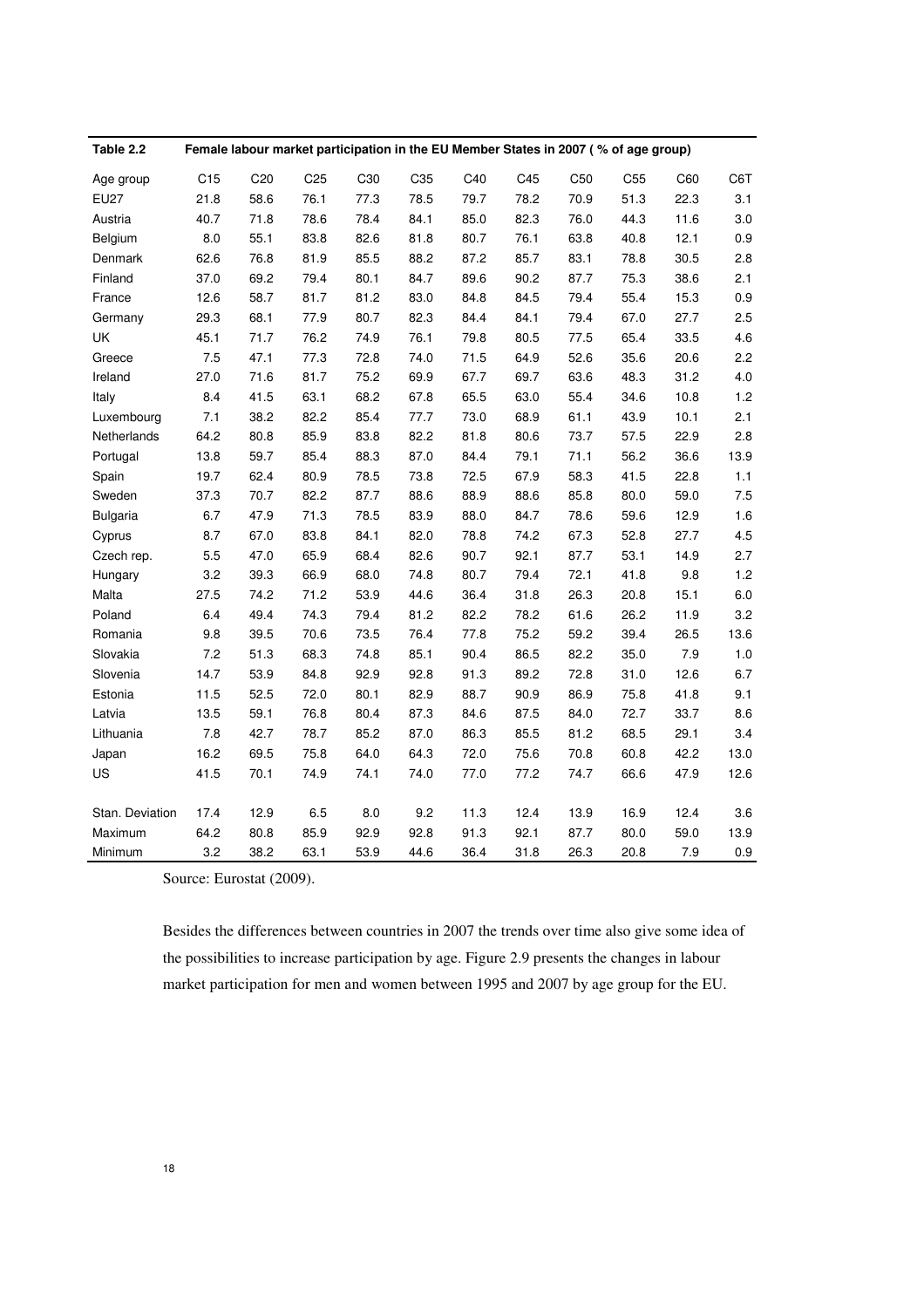| Table 2.2 | Female labour market participation in the EU Member States in 2007 ( % of age group) | | | | | | | | | | |
|---|---|---|---|---|---|---|---|---|---|---|---|
| Age group | C15 | C20 | C25 | C30 | C35 | C40 | C45 | C50 | C55 | C60 | C6T |
| EU27 | 21.8 | 58.6 | 76.1 | 77.3 | 78.5 | 79.7 | 78.2 | 70.9 | 51.3 | 22.3 | 3.1 |
| Austria | 40.7 | 71.8 | 78.6 | 78.4 | 84.1 | 85.0 | 82.3 | 76.0 | 44.3 | 11.6 | 3.0 |
| Belgium | 8.0 | 55.1 | 83.8 | 82.6 | 81.8 | 80.7 | 76.1 | 63.8 | 40.8 | 12.1 | 0.9 |
| Denmark | 62.6 | 76.8 | 81.9 | 85.5 | 88.2 | 87.2 | 85.7 | 83.1 | 78.8 | 30.5 | 2.8 |
| Finland | 37.0 | 69.2 | 79.4 | 80.1 | 84.7 | 89.6 | 90.2 | 87.7 | 75.3 | 38.6 | 2.1 |
| France | 12.6 | 58.7 | 81.7 | 81.2 | 83.0 | 84.8 | 84.5 | 79.4 | 55.4 | 15.3 | 0.9 |
| Germany | 29.3 | 68.1 | 77.9 | 80.7 | 82.3 | 84.4 | 84.1 | 79.4 | 67.0 | 27.7 | 2.5 |
| UK | 45.1 | 71.7 | 76.2 | 74.9 | 76.1 | 79.8 | 80.5 | 77.5 | 65.4 | 33.5 | 4.6 |
| Greece | 7.5 | 47.1 | 77.3 | 72.8 | 74.0 | 71.5 | 64.9 | 52.6 | 35.6 | 20.6 | 2.2 |
| Ireland | 27.0 | 71.6 | 81.7 | 75.2 | 69.9 | 67.7 | 69.7 | 63.6 | 48.3 | 31.2 | 4.0 |
| Italy | 8.4 | 41.5 | 63.1 | 68.2 | 67.8 | 65.5 | 63.0 | 55.4 | 34.6 | 10.8 | 1.2 |
| Luxembourg | 7.1 | 38.2 | 82.2 | 85.4 | 77.7 | 73.0 | 68.9 | 61.1 | 43.9 | 10.1 | 2.1 |
| Netherlands | 64.2 | 80.8 | 85.9 | 83.8 | 82.2 | 81.8 | 80.6 | 73.7 | 57.5 | 22.9 | 2.8 |
| Portugal | 13.8 | 59.7 | 85.4 | 88.3 | 87.0 | 84.4 | 79.1 | 71.1 | 56.2 | 36.6 | 13.9 |
| Spain | 19.7 | 62.4 | 80.9 | 78.5 | 73.8 | 72.5 | 67.9 | 58.3 | 41.5 | 22.8 | 1.1 |
| Sweden | 37.3 | 70.7 | 82.2 | 87.7 | 88.6 | 88.9 | 88.6 | 85.8 | 80.0 | 59.0 | 7.5 |
| Bulgaria | 6.7 | 47.9 | 71.3 | 78.5 | 83.9 | 88.0 | 84.7 | 78.6 | 59.6 | 12.9 | 1.6 |
| Cyprus | 8.7 | 67.0 | 83.8 | 84.1 | 82.0 | 78.8 | 74.2 | 67.3 | 52.8 | 27.7 | 4.5 |
| Czech rep. | 5.5 | 47.0 | 65.9 | 68.4 | 82.6 | 90.7 | 92.1 | 87.7 | 53.1 | 14.9 | 2.7 |
| Hungary | 3.2 | 39.3 | 66.9 | 68.0 | 74.8 | 80.7 | 79.4 | 72.1 | 41.8 | 9.8 | 1.2 |
| Malta | 27.5 | 74.2 | 71.2 | 53.9 | 44.6 | 36.4 | 31.8 | 26.3 | 20.8 | 15.1 | 6.0 |
| Poland | 6.4 | 49.4 | 74.3 | 79.4 | 81.2 | 82.2 | 78.2 | 61.6 | 26.2 | 11.9 | 3.2 |
| Romania | 9.8 | 39.5 | 70.6 | 73.5 | 76.4 | 77.8 | 75.2 | 59.2 | 39.4 | 26.5 | 13.6 |
| Slovakia | 7.2 | 51.3 | 68.3 | 74.8 | 85.1 | 90.4 | 86.5 | 82.2 | 35.0 | 7.9 | 1.0 |
| Slovenia | 14.7 | 53.9 | 84.8 | 92.9 | 92.8 | 91.3 | 89.2 | 72.8 | 31.0 | 12.6 | 6.7 |
| Estonia | 11.5 | 52.5 | 72.0 | 80.1 | 82.9 | 88.7 | 90.9 | 86.9 | 75.8 | 41.8 | 9.1 |
| Latvia | 13.5 | 59.1 | 76.8 | 80.4 | 87.3 | 84.6 | 87.5 | 84.0 | 72.7 | 33.7 | 8.6 |
| Lithuania | 7.8 | 42.7 | 78.7 | 85.2 | 87.0 | 86.3 | 85.5 | 81.2 | 68.5 | 29.1 | 3.4 |
| Japan | 16.2 | 69.5 | 75.8 | 64.0 | 64.3 | 72.0 | 75.6 | 70.8 | 60.8 | 42.2 | 13.0 |
| US | 41.5 | 70.1 | 74.9 | 74.1 | 74.0 | 77.0 | 77.2 | 74.7 | 66.6 | 47.9 | 12.6 |
| | | | | | | | | | | | |
| Stan. Deviation | 17.4 | 12.9 | 6.5 | 8.0 | 9.2 | 11.3 | 12.4 | 13.9 | 16.9 | 12.4 | 3.6 |
| Maximum | 64.2 | 80.8 | 85.9 | 92.9 | 92.8 | 91.3 | 92.1 | 87.7 | 80.0 | 59.0 | 13.9 |
| Minimum | 3.2 | 38.2 | 63.1 | 53.9 | 44.6 | 36.4 | 31.8 | 26.3 | 20.8 | 7.9 | 0.9 |

Source: Eurostat (2009).

Besides the differences between countries in 2007 the trends over time also give some idea of the possibilities to increase participation by age. Figure 2.9 presents the changes in labour market participation for men and women between 1995 and 2007 by age group for the EU.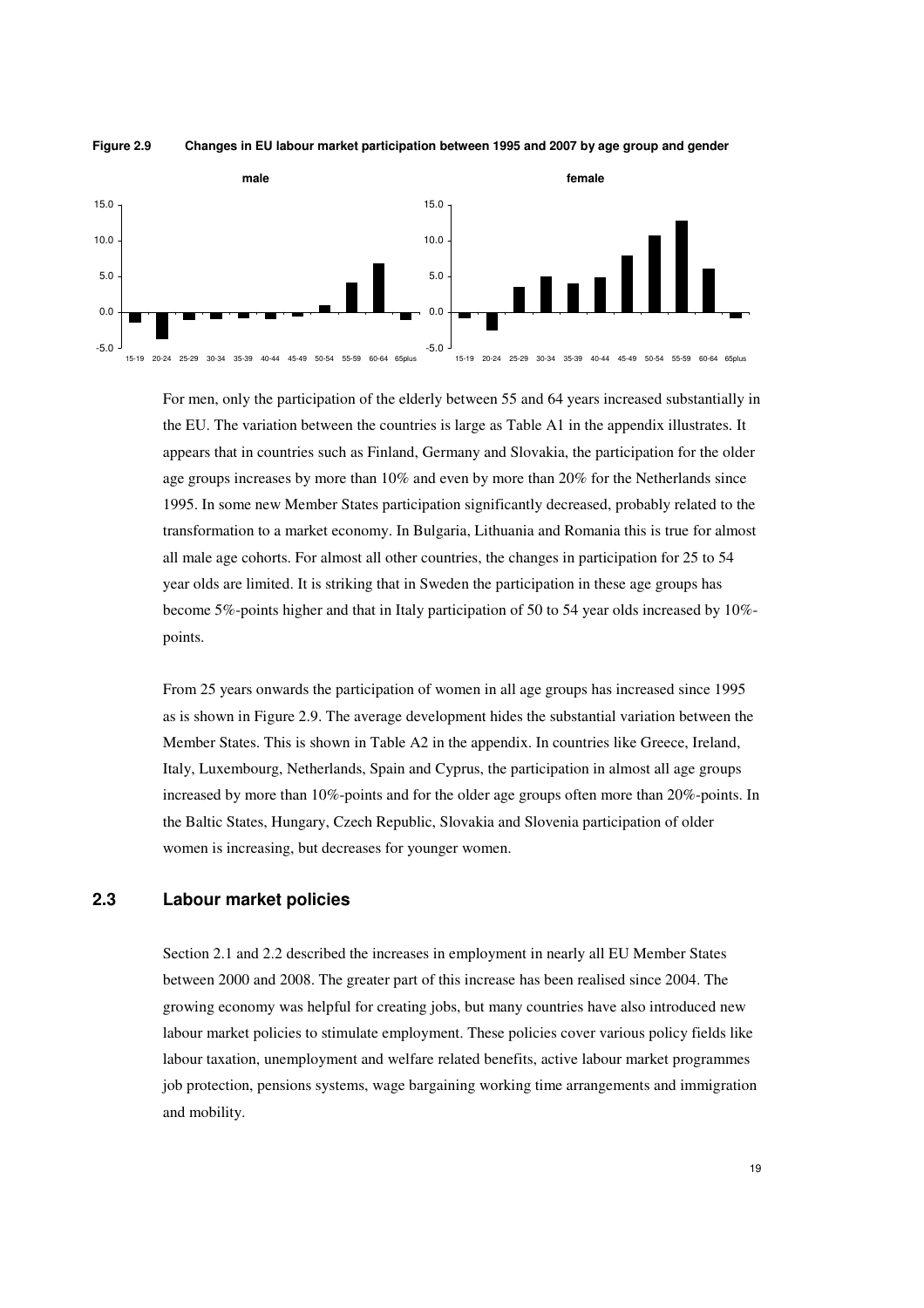**Figure 2.9 Changes in EU labour market participation between 1995 and 2007 by age group and gender**

For men, only the participation of the elderly between 55 and 64 years increased substantially in the EU. The variation between the countries is large as Table A1 in the appendix illustrates. It appears that in countries such as Finland, Germany and Slovakia, the participation for the older age groups increases by more than 10% and even by more than 20% for the Netherlands since 1995. In some new Member States participation significantly decreased, probably related to the transformation to a market economy. In Bulgaria, Lithuania and Romania this is true for almost all male age cohorts. For almost all other countries, the changes in participation for 25 to 54 year olds are limited. It is striking that in Sweden the participation in these age groups has become 5%-points higher and that in Italy participation of 50 to 54 year olds increased by 10%-points.

From 25 years onwards the participation of women in all age groups has increased since 1995 as is shown in Figure 2.9. The average development hides the substantial variation between the Member States. This is shown in Table A2 in the appendix. In countries like Greece, Ireland, Italy, Luxembourg, Netherlands, Spain and Cyprus, the participation in almost all age groups increased by more than 10%-points and for the older age groups often more than 20%-points. In the Baltic States, Hungary, Czech Republic, Slovakia and Slovenia participation of older women is increasing, but decreases for younger women.

## 2.3 Labour market policies

Section 2.1 and 2.2 described the increases in employment in nearly all EU Member States between 2000 and 2008. The greater part of this increase has been realised since 2004. The growing economy was helpful for creating jobs, but many countries have also introduced new labour market policies to stimulate employment. These policies cover various policy fields like labour taxation, unemployment and welfare related benefits, active labour market programmes job protection, pensions systems, wage bargaining working time arrangements and immigration and mobility.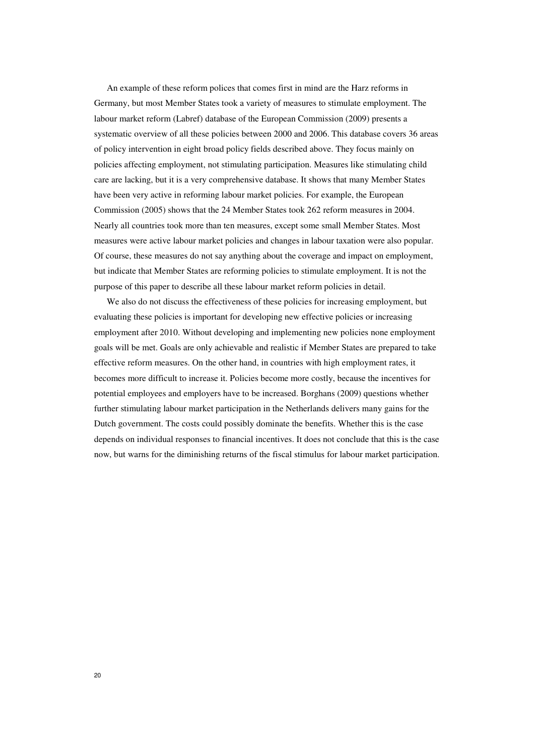An example of these reform polices that comes first in mind are the Harz reforms in Germany, but most Member States took a variety of measures to stimulate employment. The labour market reform (Labref) database of the European Commission (2009) presents a systematic overview of all these policies between 2000 and 2006. This database covers 36 areas of policy intervention in eight broad policy fields described above. They focus mainly on policies affecting employment, not stimulating participation. Measures like stimulating child care are lacking, but it is a very comprehensive database. It shows that many Member States have been very active in reforming labour market policies. For example, the European Commission (2005) shows that the 24 Member States took 262 reform measures in 2004. Nearly all countries took more than ten measures, except some small Member States. Most measures were active labour market policies and changes in labour taxation were also popular. Of course, these measures do not say anything about the coverage and impact on employment, but indicate that Member States are reforming policies to stimulate employment. It is not the purpose of this paper to describe all these labour market reform policies in detail.

We also do not discuss the effectiveness of these policies for increasing employment, but evaluating these policies is important for developing new effective policies or increasing employment after 2010. Without developing and implementing new policies none employment goals will be met. Goals are only achievable and realistic if Member States are prepared to take effective reform measures. On the other hand, in countries with high employment rates, it becomes more difficult to increase it. Policies become more costly, because the incentives for potential employees and employers have to be increased. Borghans (2009) questions whether further stimulating labour market participation in the Netherlands delivers many gains for the Dutch government. The costs could possibly dominate the benefits. Whether this is the case depends on individual responses to financial incentives. It does not conclude that this is the case now, but warns for the diminishing returns of the fiscal stimulus for labour market participation.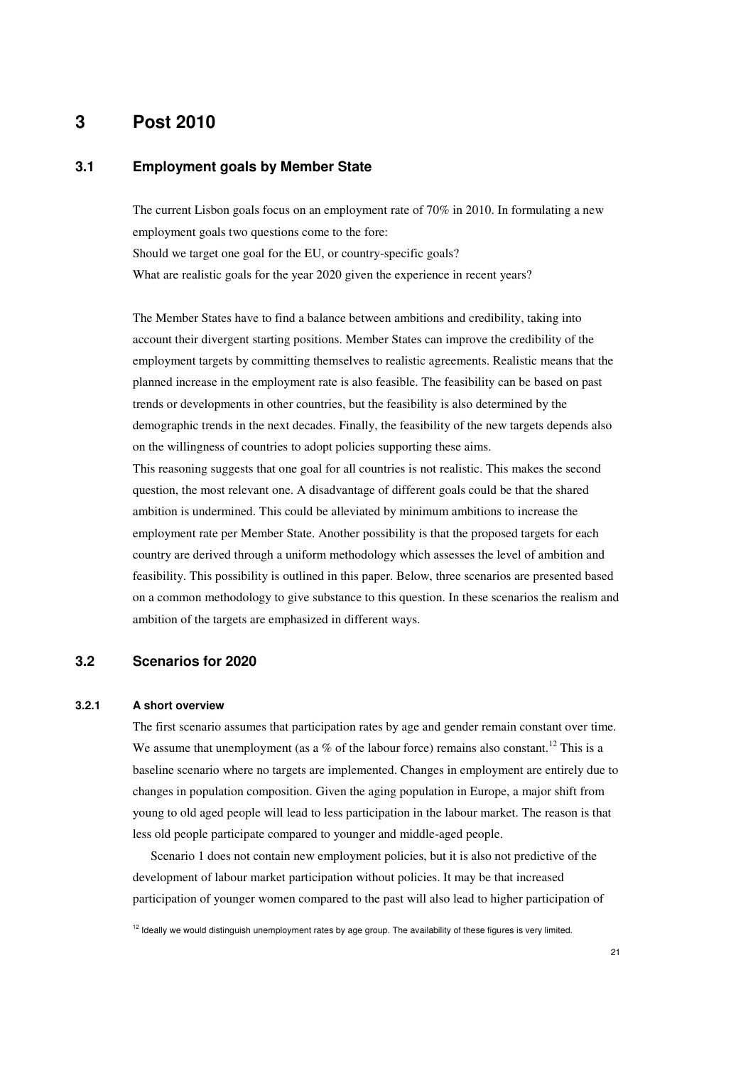# 3 Post 2010

## 3.1 Employment goals by Member State

The current Lisbon goals focus on an employment rate of 70% in 2010. In formulating a new employment goals two questions come to the fore:
Should we target one goal for the EU, or country-specific goals?
What are realistic goals for the year 2020 given the experience in recent years?

The Member States have to find a balance between ambitions and credibility, taking into account their divergent starting positions. Member States can improve the credibility of the employment targets by committing themselves to realistic agreements. Realistic means that the planned increase in the employment rate is also feasible. The feasibility can be based on past trends or developments in other countries, but the feasibility is also determined by the demographic trends in the next decades. Finally, the feasibility of the new targets depends also on the willingness of countries to adopt policies supporting these aims.
This reasoning suggests that one goal for all countries is not realistic. This makes the second question, the most relevant one. A disadvantage of different goals could be that the shared ambition is undermined. This could be alleviated by minimum ambitions to increase the employment rate per Member State. Another possibility is that the proposed targets for each country are derived through a uniform methodology which assesses the level of ambition and feasibility. This possibility is outlined in this paper. Below, three scenarios are presented based on a common methodology to give substance to this question. In these scenarios the realism and ambition of the targets are emphasized in different ways.

## 3.2 Scenarios for 2020

### 3.2.1 A short overview

The first scenario assumes that participation rates by age and gender remain constant over time. We assume that unemployment (as a % of the labour force) remains also constant.[12] This is a baseline scenario where no targets are implemented. Changes in employment are entirely due to changes in population composition. Given the aging population in Europe, a major shift from young to old aged people will lead to less participation in the labour market. The reason is that less old people participate compared to younger and middle-aged people.

Scenario 1 does not contain new employment policies, but it is also not predictive of the development of labour market participation without policies. It may be that increased participation of younger women compared to the past will also lead to higher participation of

[12] Ideally we would distinguish unemployment rates by age group. The availability of these figures is very limited.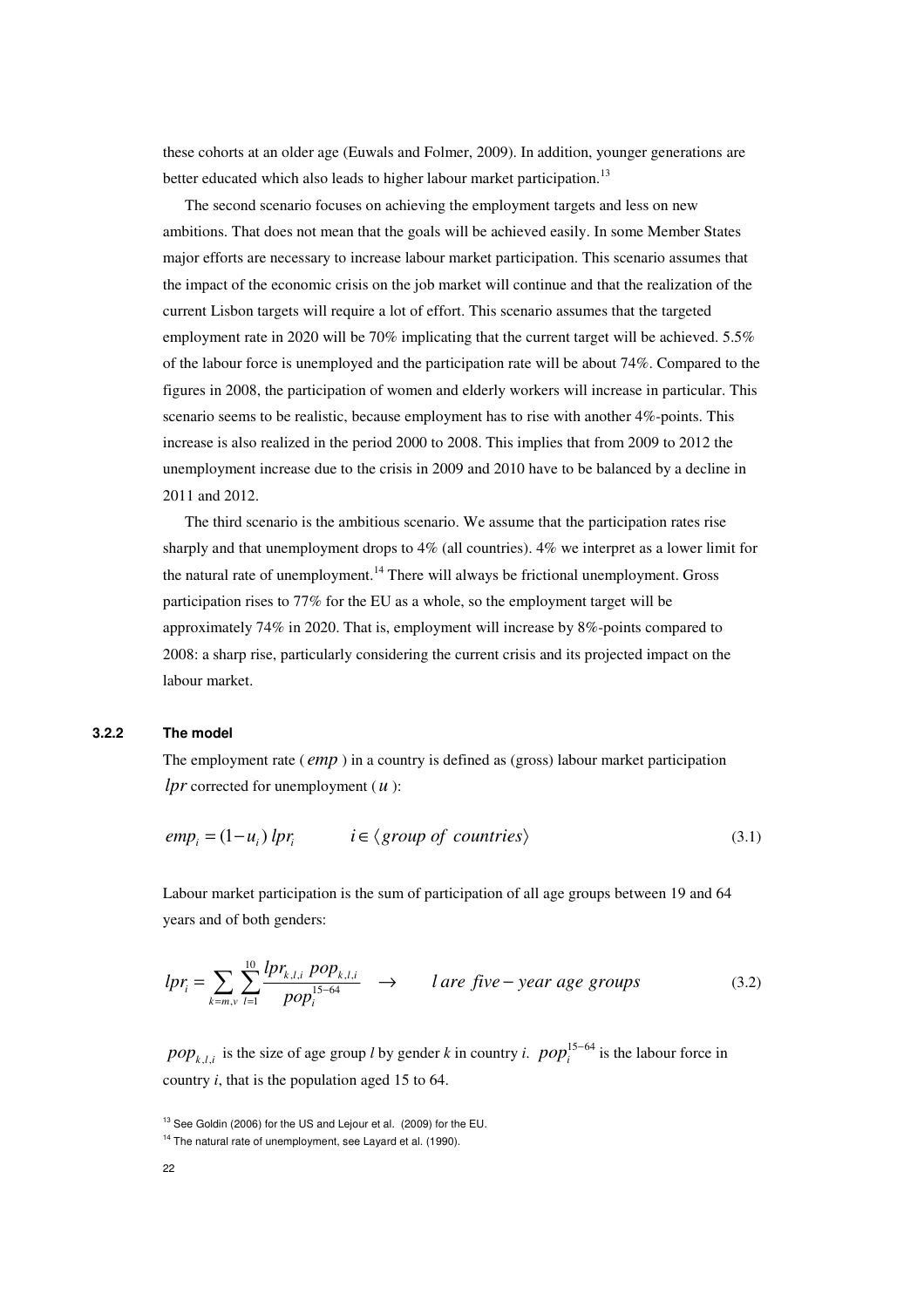these cohorts at an older age (Euwals and Folmer, 2009). In addition, younger generations are better educated which also leads to higher labour market participation.[13]

The second scenario focuses on achieving the employment targets and less on new ambitions. That does not mean that the goals will be achieved easily. In some Member States major efforts are necessary to increase labour market participation. This scenario assumes that the impact of the economic crisis on the job market will continue and that the realization of the current Lisbon targets will require a lot of effort. This scenario assumes that the targeted employment rate in 2020 will be 70% implicating that the current target will be achieved. 5.5% of the labour force is unemployed and the participation rate will be about 74%. Compared to the figures in 2008, the participation of women and elderly workers will increase in particular. This scenario seems to be realistic, because employment has to rise with another 4%-points. This increase is also realized in the period 2000 to 2008. This implies that from 2009 to 2012 the unemployment increase due to the crisis in 2009 and 2010 have to be balanced by a decline in 2011 and 2012.

The third scenario is the ambitious scenario. We assume that the participation rates rise sharply and that unemployment drops to 4% (all countries). 4% we interpret as a lower limit for the natural rate of unemployment.[14] There will always be frictional unemployment. Gross participation rises to 77% for the EU as a whole, so the employment target will be approximately 74% in 2020. That is, employment will increase by 8%-points compared to 2008: a sharp rise, particularly considering the current crisis and its projected impact on the labour market.

### 3.2.2 The model

The employment rate ($emp$) in a country is defined as (gross) labour market participation $lpr$ corrected for unemployment ($u$):

$$emp_i = (1 - u_i)\, lpr_i \qquad i \in \langle group\ of\ countries \rangle \tag{3.1}$$

Labour market participation is the sum of participation of all age groups between 19 and 64 years and of both genders:

$$lpr_i = \sum_{k=m,v} \sum_{l=1}^{10} \frac{lpr_{k,l,i}\ pop_{k,l,i}}{pop_i^{15-64}} \quad \rightarrow \qquad l\ are\ five-year\ age\ groups \tag{3.2}$$

$pop_{k,l,i}$ is the size of age group *l* by gender *k* in country *i*. $pop_i^{15-64}$ is the labour force in country *i*, that is the population aged 15 to 64.

[13] See Goldin (2006) for the US and Lejour et al. (2009) for the EU.

[14] The natural rate of unemployment, see Layard et al. (1990).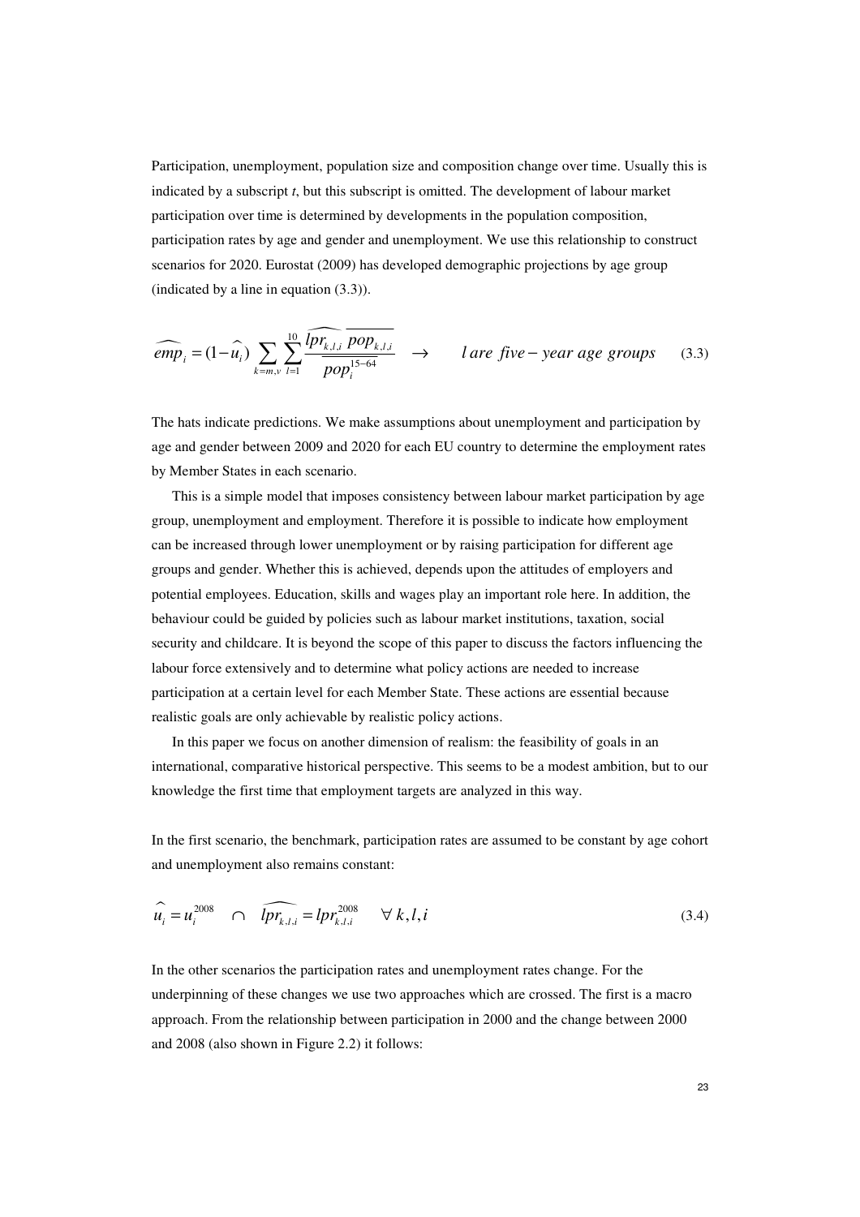Participation, unemployment, population size and composition change over time. Usually this is indicated by a subscript *t*, but this subscript is omitted. The development of labour market participation over time is determined by developments in the population composition, participation rates by age and gender and unemployment. We use this relationship to construct scenarios for 2020. Eurostat (2009) has developed demographic projections by age group (indicated by a line in equation (3.3)).

$$\widehat{emp}_i = (1-\widehat{u}_i) \sum_{k=m,v} \sum_{l=1}^{10} \frac{\widehat{lpr}_{k,l,i}\ \overline{pop}_{k,l,i}}{\overline{pop}_i^{15-64}} \quad \rightarrow \quad l \ are \ five-year \ age \ groups \tag{3.3}$$

The hats indicate predictions. We make assumptions about unemployment and participation by age and gender between 2009 and 2020 for each EU country to determine the employment rates by Member States in each scenario.

This is a simple model that imposes consistency between labour market participation by age group, unemployment and employment. Therefore it is possible to indicate how employment can be increased through lower unemployment or by raising participation for different age groups and gender. Whether this is achieved, depends upon the attitudes of employers and potential employees. Education, skills and wages play an important role here. In addition, the behaviour could be guided by policies such as labour market institutions, taxation, social security and childcare. It is beyond the scope of this paper to discuss the factors influencing the labour force extensively and to determine what policy actions are needed to increase participation at a certain level for each Member State. These actions are essential because realistic goals are only achievable by realistic policy actions.

In this paper we focus on another dimension of realism: the feasibility of goals in an international, comparative historical perspective. This seems to be a modest ambition, but to our knowledge the first time that employment targets are analyzed in this way.

In the first scenario, the benchmark, participation rates are assumed to be constant by age cohort and unemployment also remains constant:

$$\widehat{u}_i = u_i^{2008} \quad \cap \quad \widehat{lpr}_{k,l,i} = lpr_{k,l,i}^{2008} \quad \forall \ k,l,i \tag{3.4}$$

In the other scenarios the participation rates and unemployment rates change. For the underpinning of these changes we use two approaches which are crossed. The first is a macro approach. From the relationship between participation in 2000 and the change between 2000 and 2008 (also shown in Figure 2.2) it follows: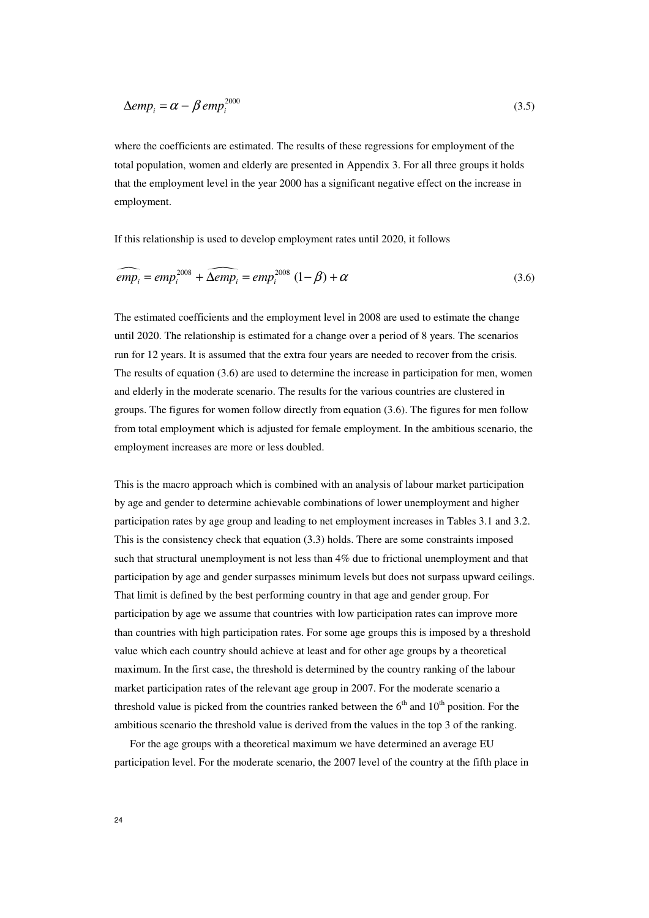$$\Delta emp_i = \alpha - \beta \, emp_i^{2000} \tag{3.5}$$

where the coefficients are estimated. The results of these regressions for employment of the total population, women and elderly are presented in Appendix 3. For all three groups it holds that the employment level in the year 2000 has a significant negative effect on the increase in employment.

If this relationship is used to develop employment rates until 2020, it follows

$$\widehat{emp_i} = emp_i^{2008} + \widehat{\Delta emp_i} = emp_i^{2008}\,(1-\beta) + \alpha \tag{3.6}$$

The estimated coefficients and the employment level in 2008 are used to estimate the change until 2020. The relationship is estimated for a change over a period of 8 years. The scenarios run for 12 years. It is assumed that the extra four years are needed to recover from the crisis. The results of equation (3.6) are used to determine the increase in participation for men, women and elderly in the moderate scenario. The results for the various countries are clustered in groups. The figures for women follow directly from equation (3.6). The figures for men follow from total employment which is adjusted for female employment. In the ambitious scenario, the employment increases are more or less doubled.

This is the macro approach which is combined with an analysis of labour market participation by age and gender to determine achievable combinations of lower unemployment and higher participation rates by age group and leading to net employment increases in Tables 3.1 and 3.2. This is the consistency check that equation (3.3) holds. There are some constraints imposed such that structural unemployment is not less than 4% due to frictional unemployment and that participation by age and gender surpasses minimum levels but does not surpass upward ceilings. That limit is defined by the best performing country in that age and gender group. For participation by age we assume that countries with low participation rates can improve more than countries with high participation rates. For some age groups this is imposed by a threshold value which each country should achieve at least and for other age groups by a theoretical maximum. In the first case, the threshold is determined by the country ranking of the labour market participation rates of the relevant age group in 2007. For the moderate scenario a threshold value is picked from the countries ranked between the 6th and 10th position. For the ambitious scenario the threshold value is derived from the values in the top 3 of the ranking.

For the age groups with a theoretical maximum we have determined an average EU participation level. For the moderate scenario, the 2007 level of the country at the fifth place in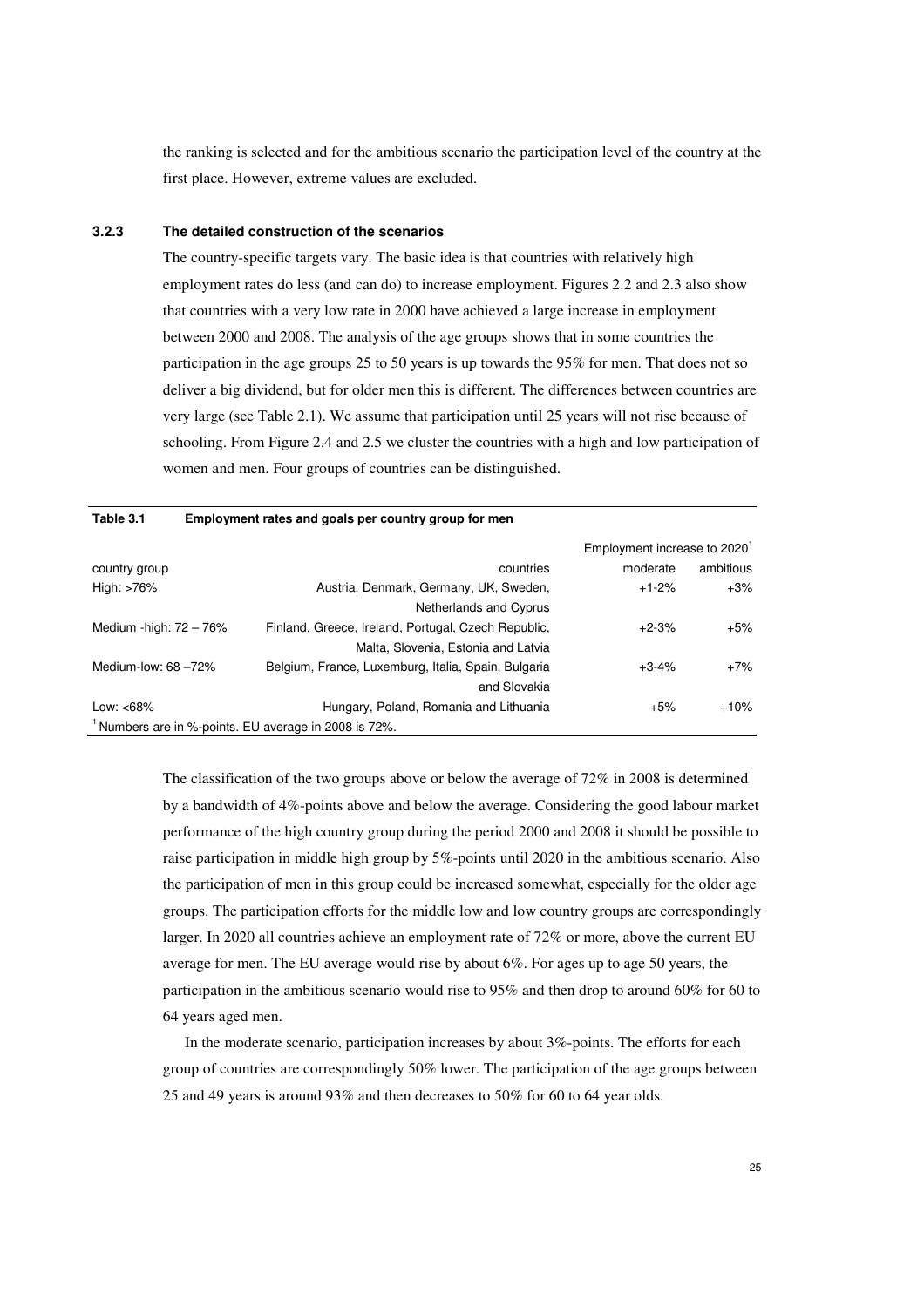the ranking is selected and for the ambitious scenario the participation level of the country at the first place. However, extreme values are excluded.

### 3.2.3 The detailed construction of the scenarios

The country-specific targets vary. The basic idea is that countries with relatively high employment rates do less (and can do) to increase employment. Figures 2.2 and 2.3 also show that countries with a very low rate in 2000 have achieved a large increase in employment between 2000 and 2008. The analysis of the age groups shows that in some countries the participation in the age groups 25 to 50 years is up towards the 95% for men. That does not so deliver a big dividend, but for older men this is different. The differences between countries are very large (see Table 2.1). We assume that participation until 25 years will not rise because of schooling. From Figure 2.4 and 2.5 we cluster the countries with a high and low participation of women and men. Four groups of countries can be distinguished.

**Table 3.1 Employment rates and goals per country group for men**

| | | Employment increase to 2020[1] | |
|---|---|---|---|
| country group | countries | moderate | ambitious |
| High: >76% | Austria, Denmark, Germany, UK, Sweden, Netherlands and Cyprus | +1-2% | +3% |
| Medium -high: 72 – 76% | Finland, Greece, Ireland, Portugal, Czech Republic, Malta, Slovenia, Estonia and Latvia | +2-3% | +5% |
| Medium-low: 68 –72% | Belgium, France, Luxemburg, Italia, Spain, Bulgaria and Slovakia | +3-4% | +7% |
| Low: <68% | Hungary, Poland, Romania and Lithuania | +5% | +10% |

[1] Numbers are in %-points. EU average in 2008 is 72%.

The classification of the two groups above or below the average of 72% in 2008 is determined by a bandwidth of 4%-points above and below the average. Considering the good labour market performance of the high country group during the period 2000 and 2008 it should be possible to raise participation in middle high group by 5%-points until 2020 in the ambitious scenario. Also the participation of men in this group could be increased somewhat, especially for the older age groups. The participation efforts for the middle low and low country groups are correspondingly larger. In 2020 all countries achieve an employment rate of 72% or more, above the current EU average for men. The EU average would rise by about 6%. For ages up to age 50 years, the participation in the ambitious scenario would rise to 95% and then drop to around 60% for 60 to 64 years aged men.

In the moderate scenario, participation increases by about 3%-points. The efforts for each group of countries are correspondingly 50% lower. The participation of the age groups between 25 and 49 years is around 93% and then decreases to 50% for 60 to 64 year olds.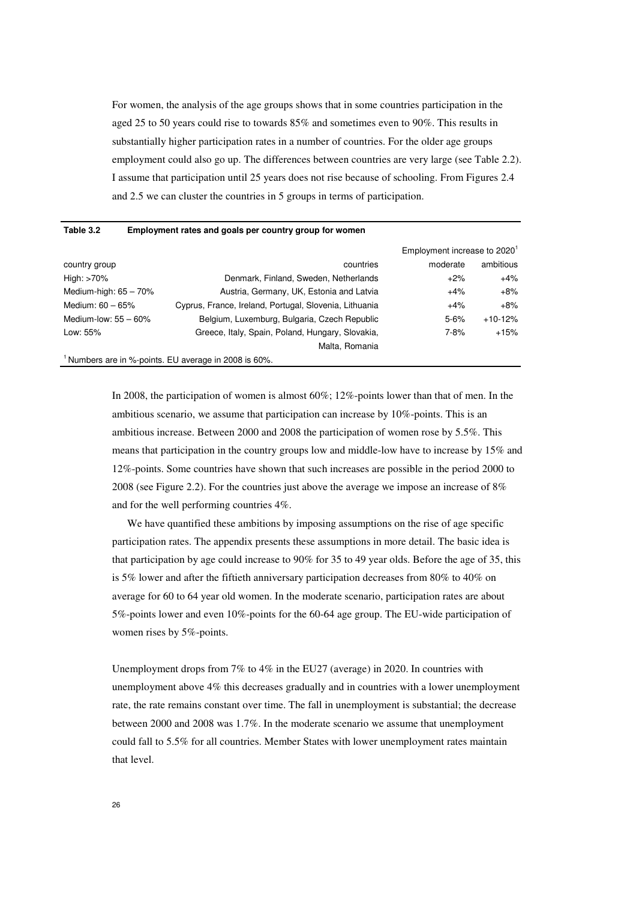For women, the analysis of the age groups shows that in some countries participation in the aged 25 to 50 years could rise to towards 85% and sometimes even to 90%. This results in substantially higher participation rates in a number of countries. For the older age groups employment could also go up. The differences between countries are very large (see Table 2.2). I assume that participation until 25 years does not rise because of schooling. From Figures 2.4 and 2.5 we can cluster the countries in 5 groups in terms of participation.

**Table 3.2 Employment rates and goals per country group for women**

| | | Employment increase to 2020[1] | |
|---|---|---|---|
| country group | countries | moderate | ambitious |
| High: >70% | Denmark, Finland, Sweden, Netherlands | +2% | +4% |
| Medium-high: 65 – 70% | Austria, Germany, UK, Estonia and Latvia | +4% | +8% |
| Medium: 60 – 65% | Cyprus, France, Ireland, Portugal, Slovenia, Lithuania | +4% | +8% |
| Medium-low: 55 – 60% | Belgium, Luxemburg, Bulgaria, Czech Republic | 5-6% | +10-12% |
| Low: 55% | Greece, Italy, Spain, Poland, Hungary, Slovakia, Malta, Romania | 7-8% | +15% |

[1] Numbers are in %-points. EU average in 2008 is 60%.

In 2008, the participation of women is almost 60%; 12%-points lower than that of men. In the ambitious scenario, we assume that participation can increase by 10%-points. This is an ambitious increase. Between 2000 and 2008 the participation of women rose by 5.5%. This means that participation in the country groups low and middle-low have to increase by 15% and 12%-points. Some countries have shown that such increases are possible in the period 2000 to 2008 (see Figure 2.2). For the countries just above the average we impose an increase of 8% and for the well performing countries 4%.

We have quantified these ambitions by imposing assumptions on the rise of age specific participation rates. The appendix presents these assumptions in more detail. The basic idea is that participation by age could increase to 90% for 35 to 49 year olds. Before the age of 35, this is 5% lower and after the fiftieth anniversary participation decreases from 80% to 40% on average for 60 to 64 year old women. In the moderate scenario, participation rates are about 5%-points lower and even 10%-points for the 60-64 age group. The EU-wide participation of women rises by 5%-points.

Unemployment drops from 7% to 4% in the EU27 (average) in 2020. In countries with unemployment above 4% this decreases gradually and in countries with a lower unemployment rate, the rate remains constant over time. The fall in unemployment is substantial; the decrease between 2000 and 2008 was 1.7%. In the moderate scenario we assume that unemployment could fall to 5.5% for all countries. Member States with lower unemployment rates maintain that level.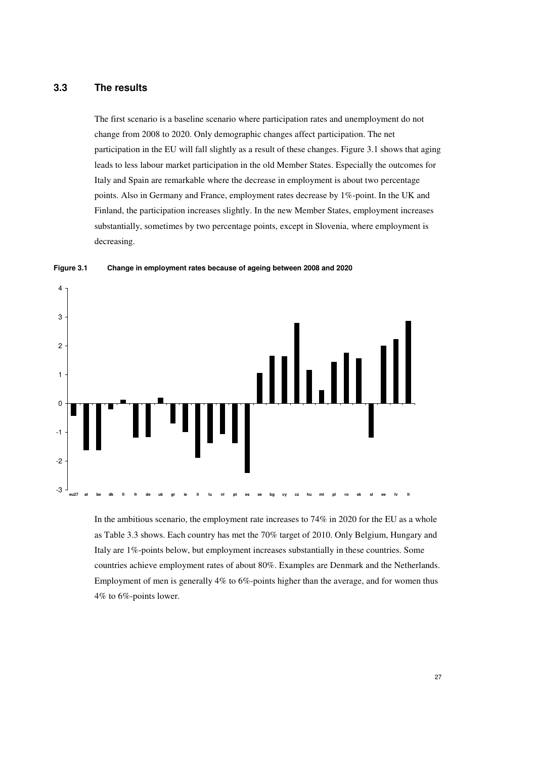## 3.3 The results

The first scenario is a baseline scenario where participation rates and unemployment do not change from 2008 to 2020. Only demographic changes affect participation. The net participation in the EU will fall slightly as a result of these changes. Figure 3.1 shows that aging leads to less labour market participation in the old Member States. Especially the outcomes for Italy and Spain are remarkable where the decrease in employment is about two percentage points. Also in Germany and France, employment rates decrease by 1%-point. In the UK and Finland, the participation increases slightly. In the new Member States, employment increases substantially, sometimes by two percentage points, except in Slovenia, where employment is decreasing.

**Figure 3.1 Change in employment rates because of ageing between 2008 and 2020**

In the ambitious scenario, the employment rate increases to 74% in 2020 for the EU as a whole as Table 3.3 shows. Each country has met the 70% target of 2010. Only Belgium, Hungary and Italy are 1%-points below, but employment increases substantially in these countries. Some countries achieve employment rates of about 80%. Examples are Denmark and the Netherlands. Employment of men is generally 4% to 6%-points higher than the average, and for women thus 4% to 6%-points lower.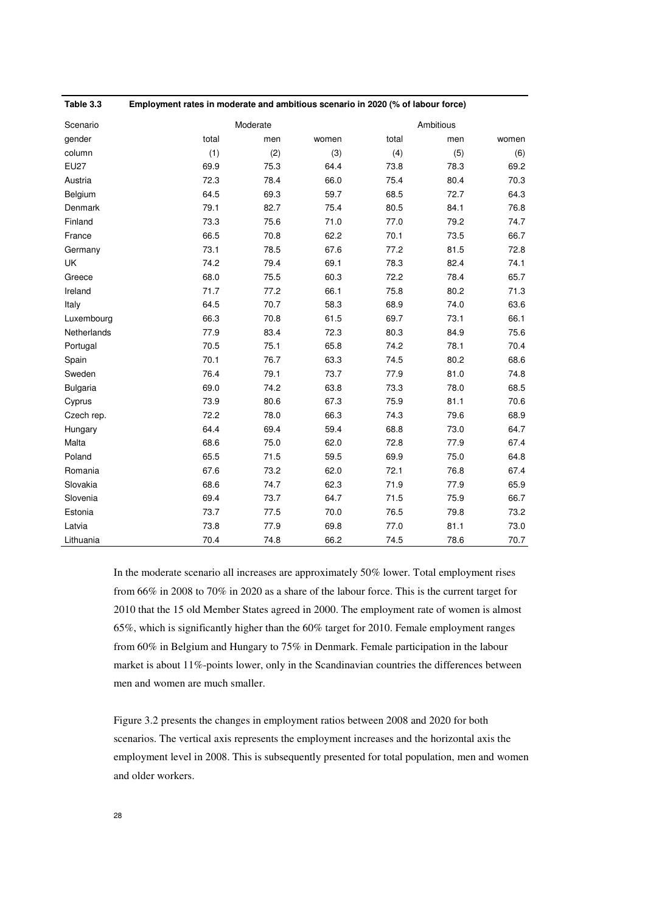**Table 3.3 Employment rates in moderate and ambitious scenario in 2020 (% of labour force)**

| Scenario | Moderate | | | Ambitious | | |
|---|---|---|---|---|---|---|
| gender | total | men | women | total | men | women |
| column | (1) | (2) | (3) | (4) | (5) | (6) |
| EU27 | 69.9 | 75.3 | 64.4 | 73.8 | 78.3 | 69.2 |
| Austria | 72.3 | 78.4 | 66.0 | 75.4 | 80.4 | 70.3 |
| Belgium | 64.5 | 69.3 | 59.7 | 68.5 | 72.7 | 64.3 |
| Denmark | 79.1 | 82.7 | 75.4 | 80.5 | 84.1 | 76.8 |
| Finland | 73.3 | 75.6 | 71.0 | 77.0 | 79.2 | 74.7 |
| France | 66.5 | 70.8 | 62.2 | 70.1 | 73.5 | 66.7 |
| Germany | 73.1 | 78.5 | 67.6 | 77.2 | 81.5 | 72.8 |
| UK | 74.2 | 79.4 | 69.1 | 78.3 | 82.4 | 74.1 |
| Greece | 68.0 | 75.5 | 60.3 | 72.2 | 78.4 | 65.7 |
| Ireland | 71.7 | 77.2 | 66.1 | 75.8 | 80.2 | 71.3 |
| Italy | 64.5 | 70.7 | 58.3 | 68.9 | 74.0 | 63.6 |
| Luxembourg | 66.3 | 70.8 | 61.5 | 69.7 | 73.1 | 66.1 |
| Netherlands | 77.9 | 83.4 | 72.3 | 80.3 | 84.9 | 75.6 |
| Portugal | 70.5 | 75.1 | 65.8 | 74.2 | 78.1 | 70.4 |
| Spain | 70.1 | 76.7 | 63.3 | 74.5 | 80.2 | 68.6 |
| Sweden | 76.4 | 79.1 | 73.7 | 77.9 | 81.0 | 74.8 |
| Bulgaria | 69.0 | 74.2 | 63.8 | 73.3 | 78.0 | 68.5 |
| Cyprus | 73.9 | 80.6 | 67.3 | 75.9 | 81.1 | 70.6 |
| Czech rep. | 72.2 | 78.0 | 66.3 | 74.3 | 79.6 | 68.9 |
| Hungary | 64.4 | 69.4 | 59.4 | 68.8 | 73.0 | 64.7 |
| Malta | 68.6 | 75.0 | 62.0 | 72.8 | 77.9 | 67.4 |
| Poland | 65.5 | 71.5 | 59.5 | 69.9 | 75.0 | 64.8 |
| Romania | 67.6 | 73.2 | 62.0 | 72.1 | 76.8 | 67.4 |
| Slovakia | 68.6 | 74.7 | 62.3 | 71.9 | 77.9 | 65.9 |
| Slovenia | 69.4 | 73.7 | 64.7 | 71.5 | 75.9 | 66.7 |
| Estonia | 73.7 | 77.5 | 70.0 | 76.5 | 79.8 | 73.2 |
| Latvia | 73.8 | 77.9 | 69.8 | 77.0 | 81.1 | 73.0 |
| Lithuania | 70.4 | 74.8 | 66.2 | 74.5 | 78.6 | 70.7 |

In the moderate scenario all increases are approximately 50% lower. Total employment rises from 66% in 2008 to 70% in 2020 as a share of the labour force. This is the current target for 2010 that the 15 old Member States agreed in 2000. The employment rate of women is almost 65%, which is significantly higher than the 60% target for 2010. Female employment ranges from 60% in Belgium and Hungary to 75% in Denmark. Female participation in the labour market is about 11%-points lower, only in the Scandinavian countries the differences between men and women are much smaller.

Figure 3.2 presents the changes in employment ratios between 2008 and 2020 for both scenarios. The vertical axis represents the employment increases and the horizontal axis the employment level in 2008. This is subsequently presented for total population, men and women and older workers.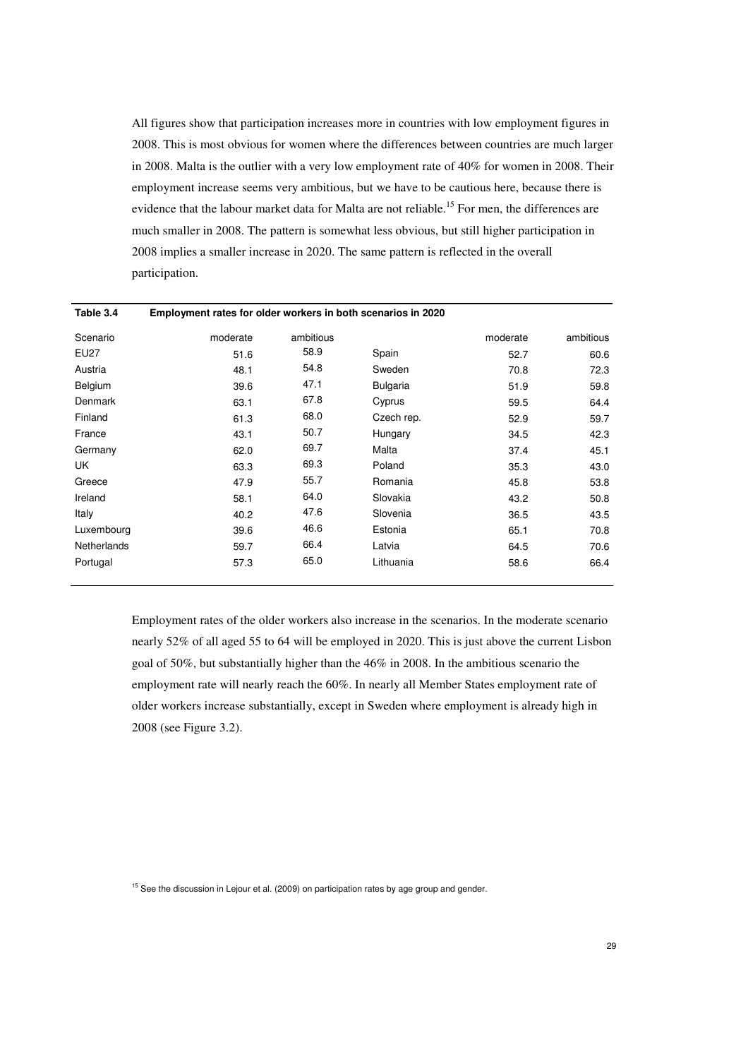All figures show that participation increases more in countries with low employment figures in 2008. This is most obvious for women where the differences between countries are much larger in 2008. Malta is the outlier with a very low employment rate of 40% for women in 2008. Their employment increase seems very ambitious, but we have to be cautious here, because there is evidence that the labour market data for Malta are not reliable.[15] For men, the differences are much smaller in 2008. The pattern is somewhat less obvious, but still higher participation in 2008 implies a smaller increase in 2020. The same pattern is reflected in the overall participation.

**Table 3.4 Employment rates for older workers in both scenarios in 2020**

| Scenario | moderate | ambitious | | moderate | ambitious |
|---|---|---|---|---|---|
| EU27 | 51.6 | 58.9 | Spain | 52.7 | 60.6 |
| Austria | 48.1 | 54.8 | Sweden | 70.8 | 72.3 |
| Belgium | 39.6 | 47.1 | Bulgaria | 51.9 | 59.8 |
| Denmark | 63.1 | 67.8 | Cyprus | 59.5 | 64.4 |
| Finland | 61.3 | 68.0 | Czech rep. | 52.9 | 59.7 |
| France | 43.1 | 50.7 | Hungary | 34.5 | 42.3 |
| Germany | 62.0 | 69.7 | Malta | 37.4 | 45.1 |
| UK | 63.3 | 69.3 | Poland | 35.3 | 43.0 |
| Greece | 47.9 | 55.7 | Romania | 45.8 | 53.8 |
| Ireland | 58.1 | 64.0 | Slovakia | 43.2 | 50.8 |
| Italy | 40.2 | 47.6 | Slovenia | 36.5 | 43.5 |
| Luxembourg | 39.6 | 46.6 | Estonia | 65.1 | 70.8 |
| Netherlands | 59.7 | 66.4 | Latvia | 64.5 | 70.6 |
| Portugal | 57.3 | 65.0 | Lithuania | 58.6 | 66.4 |

Employment rates of the older workers also increase in the scenarios. In the moderate scenario nearly 52% of all aged 55 to 64 will be employed in 2020. This is just above the current Lisbon goal of 50%, but substantially higher than the 46% in 2008. In the ambitious scenario the employment rate will nearly reach the 60%. In nearly all Member States employment rate of older workers increase substantially, except in Sweden where employment is already high in 2008 (see Figure 3.2).

[15] See the discussion in Lejour et al. (2009) on participation rates by age group and gender.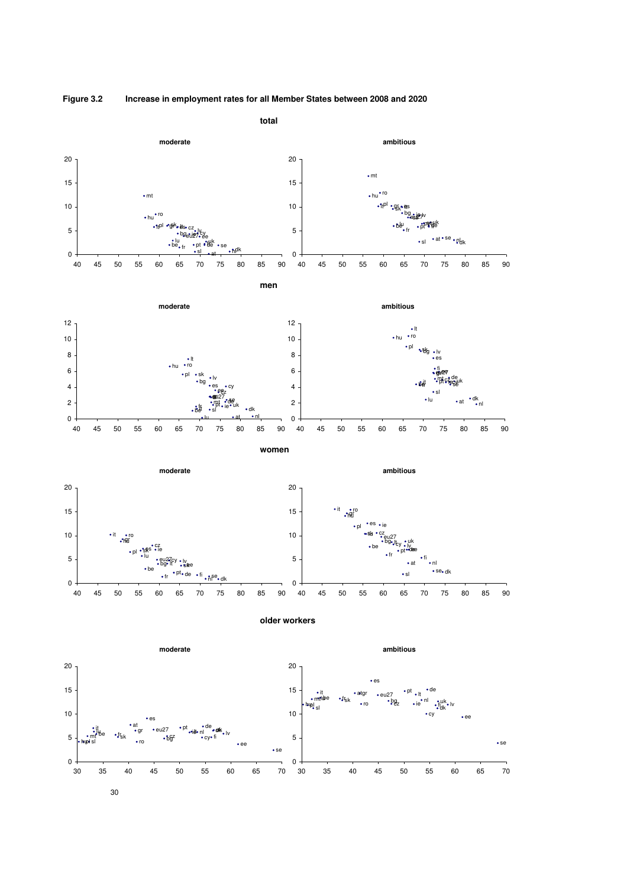**Figure 3.2 Increase in employment rates for all Member States between 2008 and 2020**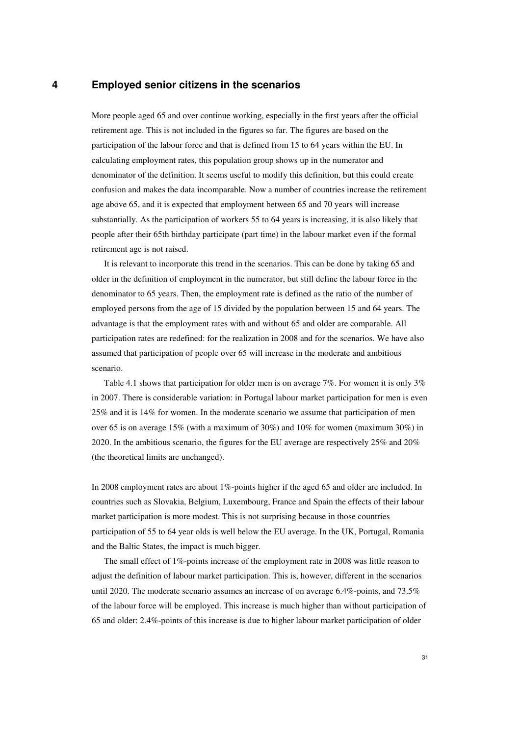# 4 Employed senior citizens in the scenarios

More people aged 65 and over continue working, especially in the first years after the official retirement age. This is not included in the figures so far. The figures are based on the participation of the labour force and that is defined from 15 to 64 years within the EU. In calculating employment rates, this population group shows up in the numerator and denominator of the definition. It seems useful to modify this definition, but this could create confusion and makes the data incomparable. Now a number of countries increase the retirement age above 65, and it is expected that employment between 65 and 70 years will increase substantially. As the participation of workers 55 to 64 years is increasing, it is also likely that people after their 65th birthday participate (part time) in the labour market even if the formal retirement age is not raised.

It is relevant to incorporate this trend in the scenarios. This can be done by taking 65 and older in the definition of employment in the numerator, but still define the labour force in the denominator to 65 years. Then, the employment rate is defined as the ratio of the number of employed persons from the age of 15 divided by the population between 15 and 64 years. The advantage is that the employment rates with and without 65 and older are comparable. All participation rates are redefined: for the realization in 2008 and for the scenarios. We have also assumed that participation of people over 65 will increase in the moderate and ambitious scenario.

Table 4.1 shows that participation for older men is on average 7%. For women it is only 3% in 2007. There is considerable variation: in Portugal labour market participation for men is even 25% and it is 14% for women. In the moderate scenario we assume that participation of men over 65 is on average 15% (with a maximum of 30%) and 10% for women (maximum 30%) in 2020. In the ambitious scenario, the figures for the EU average are respectively 25% and 20% (the theoretical limits are unchanged).

In 2008 employment rates are about 1%-points higher if the aged 65 and older are included. In countries such as Slovakia, Belgium, Luxembourg, France and Spain the effects of their labour market participation is more modest. This is not surprising because in those countries participation of 55 to 64 year olds is well below the EU average. In the UK, Portugal, Romania and the Baltic States, the impact is much bigger.

The small effect of 1%-points increase of the employment rate in 2008 was little reason to adjust the definition of labour market participation. This is, however, different in the scenarios until 2020. The moderate scenario assumes an increase of on average 6.4%-points, and 73.5% of the labour force will be employed. This increase is much higher than without participation of 65 and older: 2.4%-points of this increase is due to higher labour market participation of older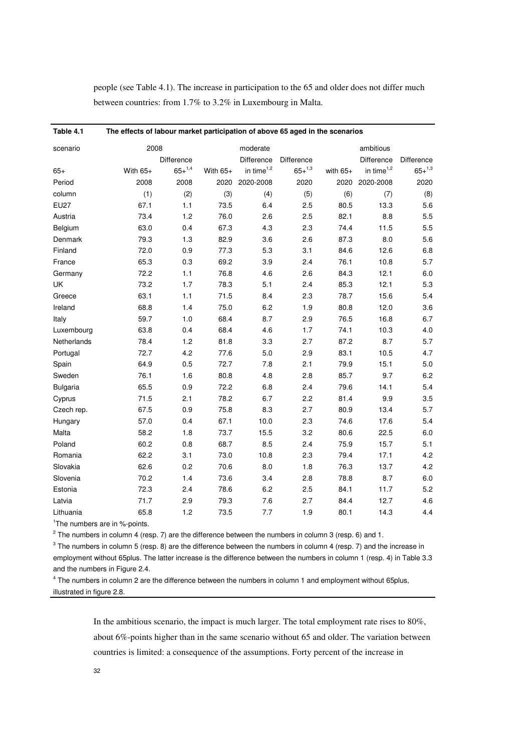people (see Table 4.1). The increase in participation to the 65 and older does not differ much between countries: from 1.7% to 3.2% in Luxembourg in Malta.

**Table 4.1 The effects of labour market participation of above 65 aged in the scenarios**

| scenario | 2008 | | moderate | | | ambitious | | |
|---|---|---|---|---|---|---|---|---|
| | | Difference | | Difference | Difference | | Difference | Difference |
| 65+ | With 65+ | 65+[1,4] | With 65+ | in time[1,2] | 65+[1,3] | with 65+ | in time[1,2] | 65+[1,3] |
| Period | 2008 | 2008 | 2020 | 2020-2008 | 2020 | 2020 | 2020-2008 | 2020 |
| column | (1) | (2) | (3) | (4) | (5) | (6) | (7) | (8) |
| EU27 | 67.1 | 1.1 | 73.5 | 6.4 | 2.5 | 80.5 | 13.3 | 5.6 |
| Austria | 73.4 | 1.2 | 76.0 | 2.6 | 2.5 | 82.1 | 8.8 | 5.5 |
| Belgium | 63.0 | 0.4 | 67.3 | 4.3 | 2.3 | 74.4 | 11.5 | 5.5 |
| Denmark | 79.3 | 1.3 | 82.9 | 3.6 | 2.6 | 87.3 | 8.0 | 5.6 |
| Finland | 72.0 | 0.9 | 77.3 | 5.3 | 3.1 | 84.6 | 12.6 | 6.8 |
| France | 65.3 | 0.3 | 69.2 | 3.9 | 2.4 | 76.1 | 10.8 | 5.7 |
| Germany | 72.2 | 1.1 | 76.8 | 4.6 | 2.6 | 84.3 | 12.1 | 6.0 |
| UK | 73.2 | 1.7 | 78.3 | 5.1 | 2.4 | 85.3 | 12.1 | 5.3 |
| Greece | 63.1 | 1.1 | 71.5 | 8.4 | 2.3 | 78.7 | 15.6 | 5.4 |
| Ireland | 68.8 | 1.4 | 75.0 | 6.2 | 1.9 | 80.8 | 12.0 | 3.6 |
| Italy | 59.7 | 1.0 | 68.4 | 8.7 | 2.9 | 76.5 | 16.8 | 6.7 |
| Luxembourg | 63.8 | 0.4 | 68.4 | 4.6 | 1.7 | 74.1 | 10.3 | 4.0 |
| Netherlands | 78.4 | 1.2 | 81.8 | 3.3 | 2.7 | 87.2 | 8.7 | 5.7 |
| Portugal | 72.7 | 4.2 | 77.6 | 5.0 | 2.9 | 83.1 | 10.5 | 4.7 |
| Spain | 64.9 | 0.5 | 72.7 | 7.8 | 2.1 | 79.9 | 15.1 | 5.0 |
| Sweden | 76.1 | 1.6 | 80.8 | 4.8 | 2.8 | 85.7 | 9.7 | 6.2 |
| Bulgaria | 65.5 | 0.9 | 72.2 | 6.8 | 2.4 | 79.6 | 14.1 | 5.4 |
| Cyprus | 71.5 | 2.1 | 78.2 | 6.7 | 2.2 | 81.4 | 9.9 | 3.5 |
| Czech rep. | 67.5 | 0.9 | 75.8 | 8.3 | 2.7 | 80.9 | 13.4 | 5.7 |
| Hungary | 57.0 | 0.4 | 67.1 | 10.0 | 2.3 | 74.6 | 17.6 | 5.4 |
| Malta | 58.2 | 1.8 | 73.7 | 15.5 | 3.2 | 80.6 | 22.5 | 6.0 |
| Poland | 60.2 | 0.8 | 68.7 | 8.5 | 2.4 | 75.9 | 15.7 | 5.1 |
| Romania | 62.2 | 3.1 | 73.0 | 10.8 | 2.3 | 79.4 | 17.1 | 4.2 |
| Slovakia | 62.6 | 0.2 | 70.6 | 8.0 | 1.8 | 76.3 | 13.7 | 4.2 |
| Slovenia | 70.2 | 1.4 | 73.6 | 3.4 | 2.8 | 78.8 | 8.7 | 6.0 |
| Estonia | 72.3 | 2.4 | 78.6 | 6.2 | 2.5 | 84.1 | 11.7 | 5.2 |
| Latvia | 71.7 | 2.9 | 79.3 | 7.6 | 2.7 | 84.4 | 12.7 | 4.6 |
| Lithuania | 65.8 | 1.2 | 73.5 | 7.7 | 1.9 | 80.1 | 14.3 | 4.4 |

[1] The numbers are in %-points.

[2] The numbers in column 4 (resp. 7) are the difference between the numbers in column 3 (resp. 6) and 1.

[3] The numbers in column 5 (resp. 8) are the difference between the numbers in column 4 (resp. 7) and the increase in employment without 65plus. The latter increase is the difference between the numbers in column 1 (resp. 4) in Table 3.3 and the numbers in Figure 2.4.

[4] The numbers in column 2 are the difference between the numbers in column 1 and employment without 65plus, illustrated in figure 2.8.

In the ambitious scenario, the impact is much larger. The total employment rate rises to 80%, about 6%-points higher than in the same scenario without 65 and older. The variation between countries is limited: a consequence of the assumptions. Forty percent of the increase in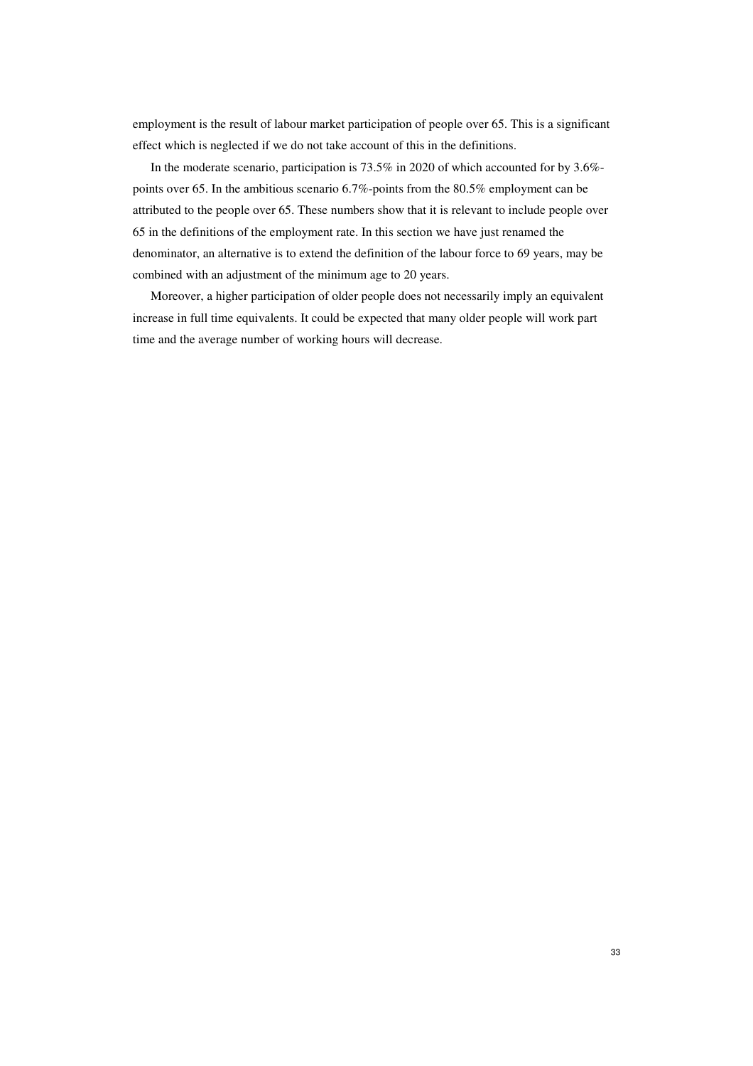employment is the result of labour market participation of people over 65. This is a significant effect which is neglected if we do not take account of this in the definitions.

In the moderate scenario, participation is 73.5% in 2020 of which accounted for by 3.6%-points over 65. In the ambitious scenario 6.7%-points from the 80.5% employment can be attributed to the people over 65. These numbers show that it is relevant to include people over 65 in the definitions of the employment rate. In this section we have just renamed the denominator, an alternative is to extend the definition of the labour force to 69 years, may be combined with an adjustment of the minimum age to 20 years.

Moreover, a higher participation of older people does not necessarily imply an equivalent increase in full time equivalents. It could be expected that many older people will work part time and the average number of working hours will decrease.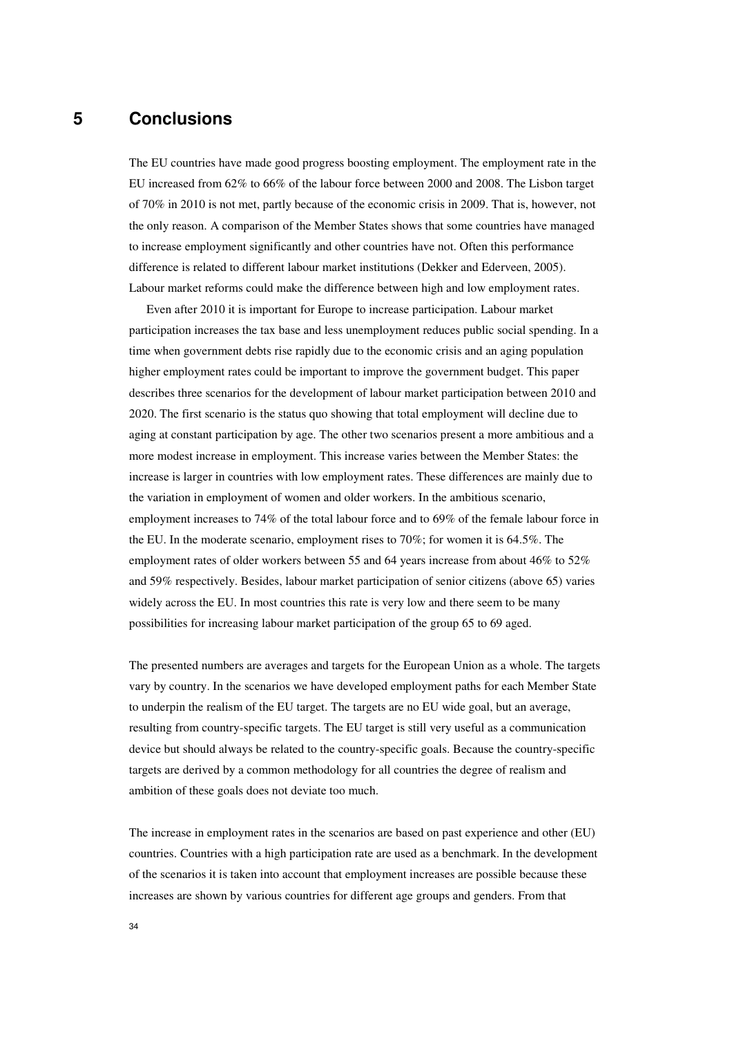# 5 Conclusions

The EU countries have made good progress boosting employment. The employment rate in the EU increased from 62% to 66% of the labour force between 2000 and 2008. The Lisbon target of 70% in 2010 is not met, partly because of the economic crisis in 2009. That is, however, not the only reason. A comparison of the Member States shows that some countries have managed to increase employment significantly and other countries have not. Often this performance difference is related to different labour market institutions (Dekker and Ederveen, 2005). Labour market reforms could make the difference between high and low employment rates.

Even after 2010 it is important for Europe to increase participation. Labour market participation increases the tax base and less unemployment reduces public social spending. In a time when government debts rise rapidly due to the economic crisis and an aging population higher employment rates could be important to improve the government budget. This paper describes three scenarios for the development of labour market participation between 2010 and 2020. The first scenario is the status quo showing that total employment will decline due to aging at constant participation by age. The other two scenarios present a more ambitious and a more modest increase in employment. This increase varies between the Member States: the increase is larger in countries with low employment rates. These differences are mainly due to the variation in employment of women and older workers. In the ambitious scenario, employment increases to 74% of the total labour force and to 69% of the female labour force in the EU. In the moderate scenario, employment rises to 70%; for women it is 64.5%. The employment rates of older workers between 55 and 64 years increase from about 46% to 52% and 59% respectively. Besides, labour market participation of senior citizens (above 65) varies widely across the EU. In most countries this rate is very low and there seem to be many possibilities for increasing labour market participation of the group 65 to 69 aged.

The presented numbers are averages and targets for the European Union as a whole. The targets vary by country. In the scenarios we have developed employment paths for each Member State to underpin the realism of the EU target. The targets are no EU wide goal, but an average, resulting from country-specific targets. The EU target is still very useful as a communication device but should always be related to the country-specific goals. Because the country-specific targets are derived by a common methodology for all countries the degree of realism and ambition of these goals does not deviate too much.

The increase in employment rates in the scenarios are based on past experience and other (EU) countries. Countries with a high participation rate are used as a benchmark. In the development of the scenarios it is taken into account that employment increases are possible because these increases are shown by various countries for different age groups and genders. From that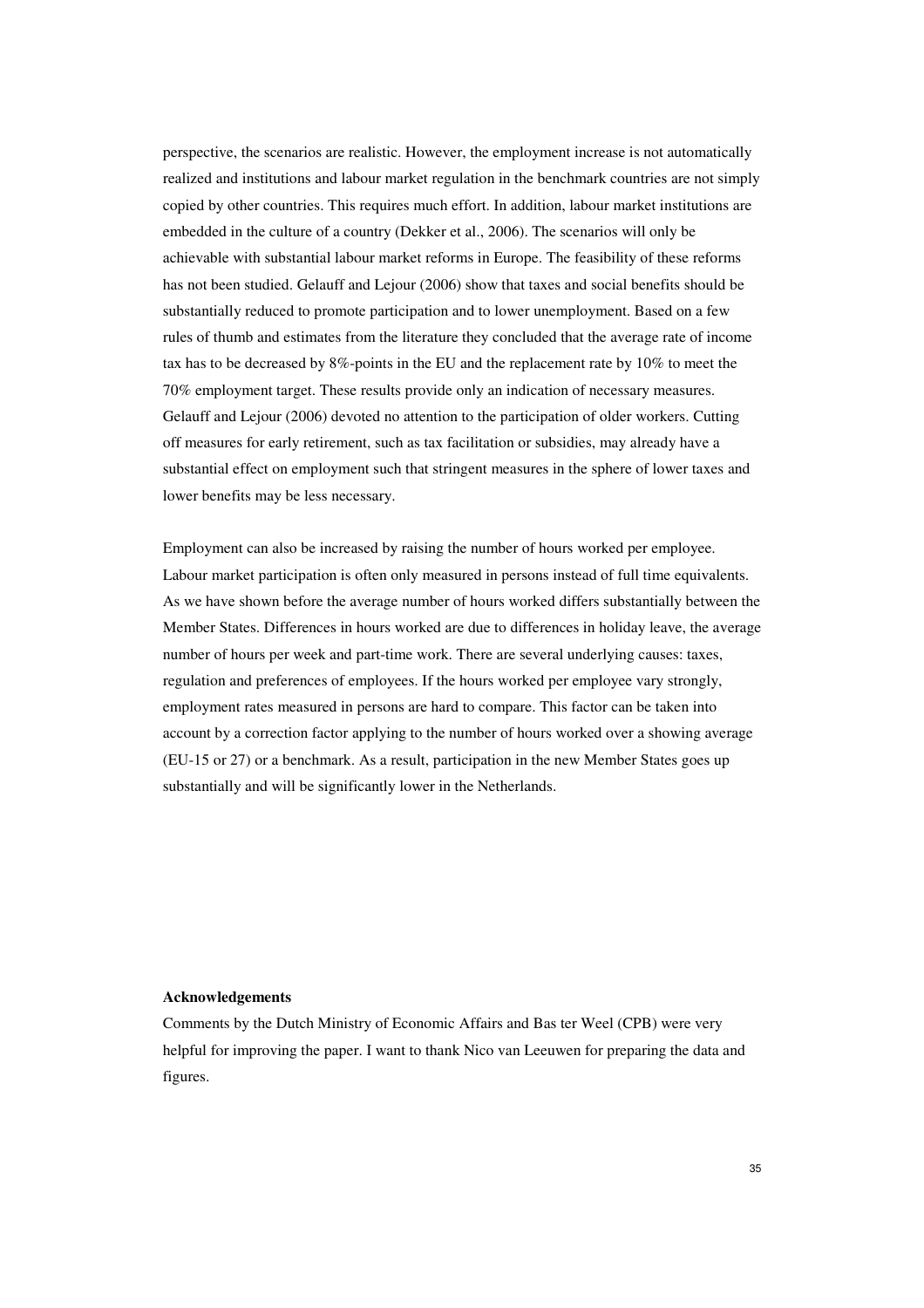perspective, the scenarios are realistic. However, the employment increase is not automatically realized and institutions and labour market regulation in the benchmark countries are not simply copied by other countries. This requires much effort. In addition, labour market institutions are embedded in the culture of a country (Dekker et al., 2006). The scenarios will only be achievable with substantial labour market reforms in Europe. The feasibility of these reforms has not been studied. Gelauff and Lejour (2006) show that taxes and social benefits should be substantially reduced to promote participation and to lower unemployment. Based on a few rules of thumb and estimates from the literature they concluded that the average rate of income tax has to be decreased by 8%-points in the EU and the replacement rate by 10% to meet the 70% employment target. These results provide only an indication of necessary measures. Gelauff and Lejour (2006) devoted no attention to the participation of older workers. Cutting off measures for early retirement, such as tax facilitation or subsidies, may already have a substantial effect on employment such that stringent measures in the sphere of lower taxes and lower benefits may be less necessary.

Employment can also be increased by raising the number of hours worked per employee. Labour market participation is often only measured in persons instead of full time equivalents. As we have shown before the average number of hours worked differs substantially between the Member States. Differences in hours worked are due to differences in holiday leave, the average number of hours per week and part-time work. There are several underlying causes: taxes, regulation and preferences of employees. If the hours worked per employee vary strongly, employment rates measured in persons are hard to compare. This factor can be taken into account by a correction factor applying to the number of hours worked over a showing average (EU-15 or 27) or a benchmark. As a result, participation in the new Member States goes up substantially and will be significantly lower in the Netherlands.

**Acknowledgements**

Comments by the Dutch Ministry of Economic Affairs and Bas ter Weel (CPB) were very helpful for improving the paper. I want to thank Nico van Leeuwen for preparing the data and figures.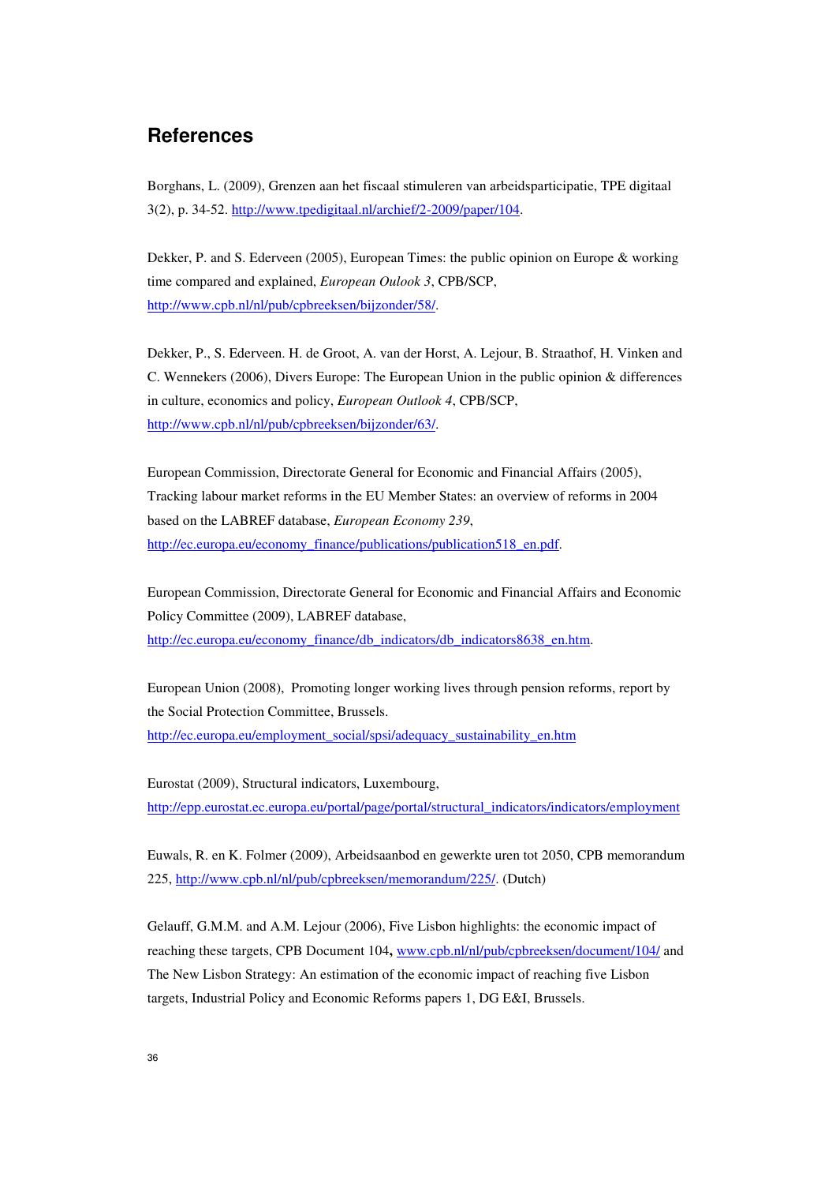# References

Borghans, L. (2009), Grenzen aan het fiscaal stimuleren van arbeidsparticipatie, TPE digitaal 3(2), p. 34-52. http://www.tpedigitaal.nl/archief/2-2009/paper/104.

Dekker, P. and S. Ederveen (2005), European Times: the public opinion on Europe & working time compared and explained, *European Oulook 3*, CPB/SCP, http://www.cpb.nl/nl/pub/cpbreeksen/bijzonder/58/.

Dekker, P., S. Ederveen. H. de Groot, A. van der Horst, A. Lejour, B. Straathof, H. Vinken and C. Wennekers (2006), Divers Europe: The European Union in the public opinion & differences in culture, economics and policy, *European Outlook 4*, CPB/SCP, http://www.cpb.nl/nl/pub/cpbreeksen/bijzonder/63/.

European Commission, Directorate General for Economic and Financial Affairs (2005), Tracking labour market reforms in the EU Member States: an overview of reforms in 2004 based on the LABREF database, *European Economy 239*, http://ec.europa.eu/economy_finance/publications/publication518_en.pdf.

European Commission, Directorate General for Economic and Financial Affairs and Economic Policy Committee (2009), LABREF database, http://ec.europa.eu/economy_finance/db_indicators/db_indicators8638_en.htm.

European Union (2008), Promoting longer working lives through pension reforms, report by the Social Protection Committee, Brussels. http://ec.europa.eu/employment_social/spsi/adequacy_sustainability_en.htm

Eurostat (2009), Structural indicators, Luxembourg, http://epp.eurostat.ec.europa.eu/portal/page/portal/structural_indicators/indicators/employment

Euwals, R. en K. Folmer (2009), Arbeidsaanbod en gewerkte uren tot 2050, CPB memorandum 225, http://www.cpb.nl/nl/pub/cpbreeksen/memorandum/225/. (Dutch)

Gelauff, G.M.M. and A.M. Lejour (2006), Five Lisbon highlights: the economic impact of reaching these targets, CPB Document 104**,** www.cpb.nl/nl/pub/cpbreeksen/document/104/ and The New Lisbon Strategy: An estimation of the economic impact of reaching five Lisbon targets, Industrial Policy and Economic Reforms papers 1, DG E&I, Brussels.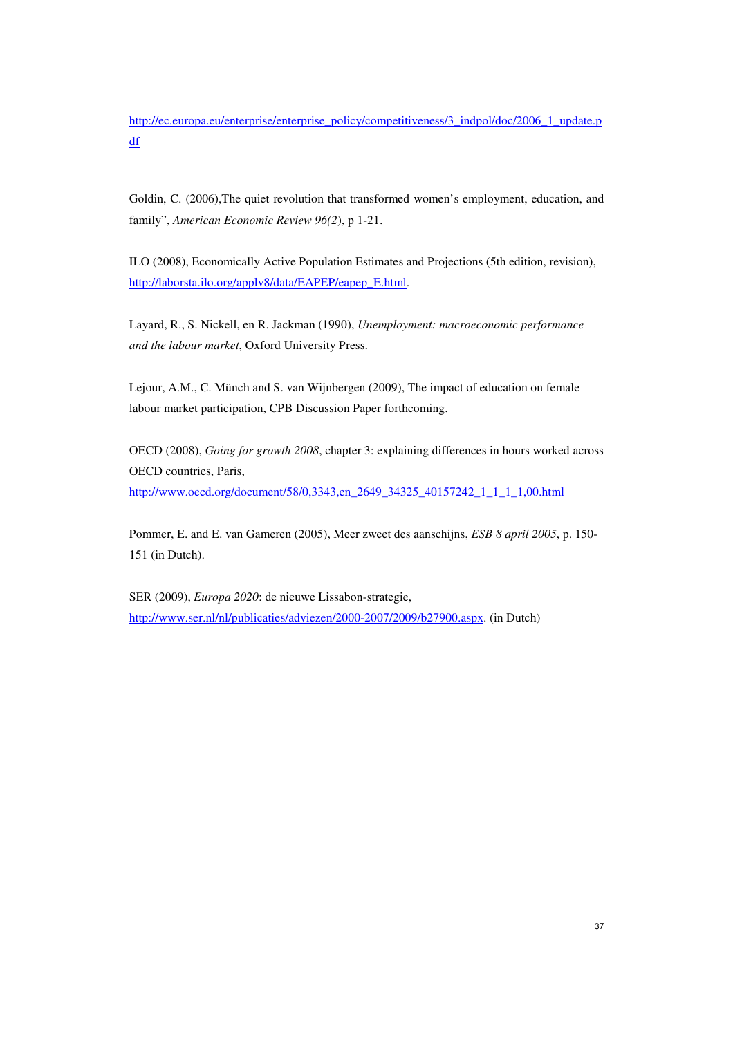http://ec.europa.eu/enterprise/enterprise_policy/competitiveness/3_indpol/doc/2006_1_update.pdf

Goldin, C. (2006),The quiet revolution that transformed women's employment, education, and family", *American Economic Review 96(2)*, p 1-21.

ILO (2008), Economically Active Population Estimates and Projections (5th edition, revision), http://laborsta.ilo.org/applv8/data/EAPEP/eapep_E.html.

Layard, R., S. Nickell, en R. Jackman (1990), *Unemployment: macroeconomic performance and the labour market*, Oxford University Press.

Lejour, A.M., C. Münch and S. van Wijnbergen (2009), The impact of education on female labour market participation, CPB Discussion Paper forthcoming.

OECD (2008), *Going for growth 2008*, chapter 3: explaining differences in hours worked across OECD countries, Paris, http://www.oecd.org/document/58/0,3343,en_2649_34325_40157242_1_1_1_1,00.html

Pommer, E. and E. van Gameren (2005), Meer zweet des aanschijns, *ESB 8 april 2005*, p. 150-151 (in Dutch).

SER (2009), *Europa 2020*: de nieuwe Lissabon-strategie, http://www.ser.nl/nl/publicaties/adviezen/2000-2007/2009/b27900.aspx. (in Dutch)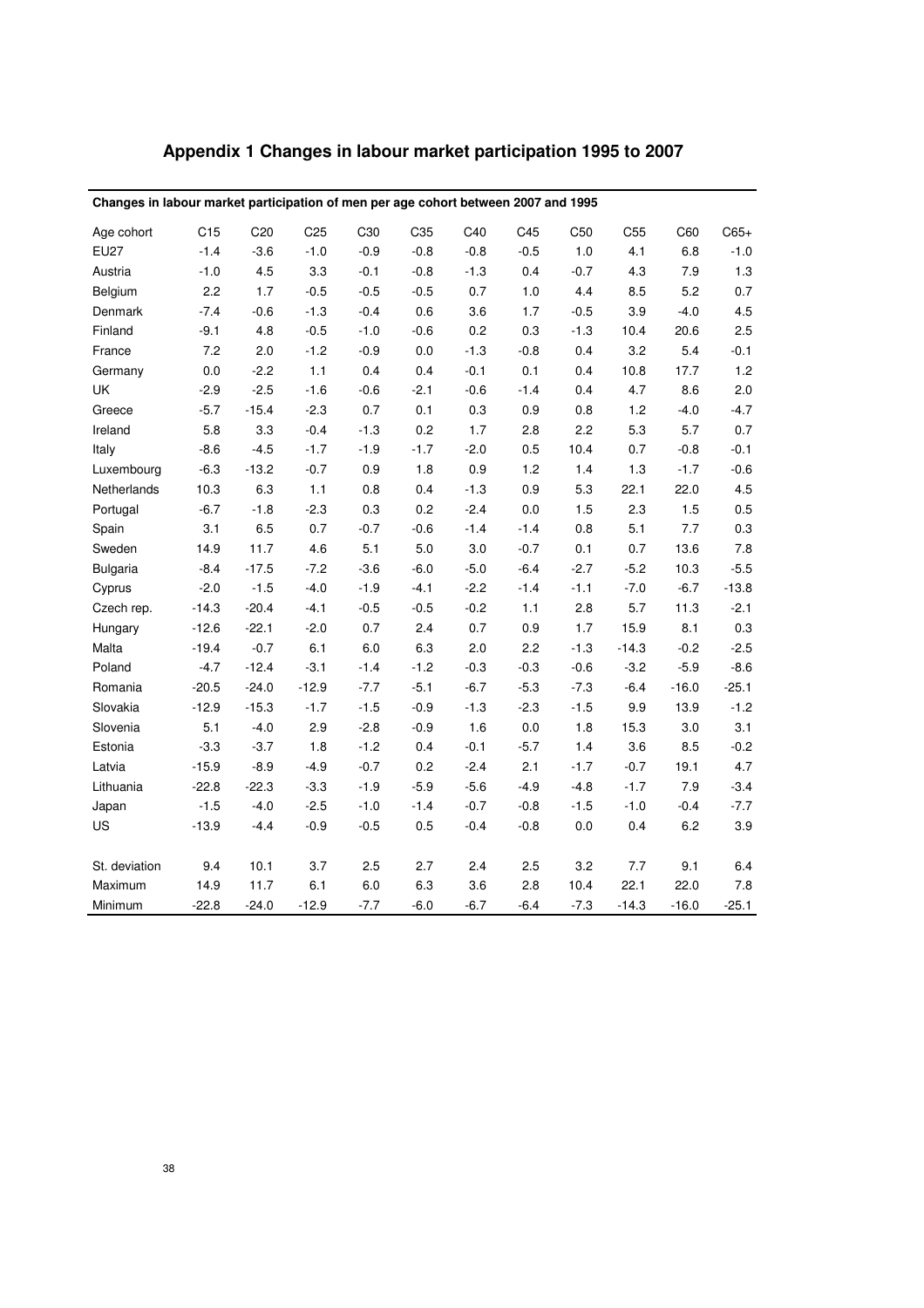# Appendix 1 Changes in labour market participation 1995 to 2007

**Changes in labour market participation of men per age cohort between 2007 and 1995**

| Age cohort | C15 | C20 | C25 | C30 | C35 | C40 | C45 | C50 | C55 | C60 | C65+ |
|---|---|---|---|---|---|---|---|---|---|---|---|
| EU27 | -1.4 | -3.6 | -1.0 | -0.9 | -0.8 | -0.8 | -0.5 | 1.0 | 4.1 | 6.8 | -1.0 |
| Austria | -1.0 | 4.5 | 3.3 | -0.1 | -0.8 | -1.3 | 0.4 | -0.7 | 4.3 | 7.9 | 1.3 |
| Belgium | 2.2 | 1.7 | -0.5 | -0.5 | -0.5 | 0.7 | 1.0 | 4.4 | 8.5 | 5.2 | 0.7 |
| Denmark | -7.4 | -0.6 | -1.3 | -0.4 | 0.6 | 3.6 | 1.7 | -0.5 | 3.9 | -4.0 | 4.5 |
| Finland | -9.1 | 4.8 | -0.5 | -1.0 | -0.6 | 0.2 | 0.3 | -1.3 | 10.4 | 20.6 | 2.5 |
| France | 7.2 | 2.0 | -1.2 | -0.9 | 0.0 | -1.3 | -0.8 | 0.4 | 3.2 | 5.4 | -0.1 |
| Germany | 0.0 | -2.2 | 1.1 | 0.4 | 0.4 | -0.1 | 0.1 | 0.4 | 10.8 | 17.7 | 1.2 |
| UK | -2.9 | -2.5 | -1.6 | -0.6 | -2.1 | -0.6 | -1.4 | 0.4 | 4.7 | 8.6 | 2.0 |
| Greece | -5.7 | -15.4 | -2.3 | 0.7 | 0.1 | 0.3 | 0.9 | 0.8 | 1.2 | -4.0 | -4.7 |
| Ireland | 5.8 | 3.3 | -0.4 | -1.3 | 0.2 | 1.7 | 2.8 | 2.2 | 5.3 | 5.7 | 0.7 |
| Italy | -8.6 | -4.5 | -1.7 | -1.9 | -1.7 | -2.0 | 0.5 | 10.4 | 0.7 | -0.8 | -0.1 |
| Luxembourg | -6.3 | -13.2 | -0.7 | 0.9 | 1.8 | 0.9 | 1.2 | 1.4 | 1.3 | -1.7 | -0.6 |
| Netherlands | 10.3 | 6.3 | 1.1 | 0.8 | 0.4 | -1.3 | 0.9 | 5.3 | 22.1 | 22.0 | 4.5 |
| Portugal | -6.7 | -1.8 | -2.3 | 0.3 | 0.2 | -2.4 | 0.0 | 1.5 | 2.3 | 1.5 | 0.5 |
| Spain | 3.1 | 6.5 | 0.7 | -0.7 | -0.6 | -1.4 | -1.4 | 0.8 | 5.1 | 7.7 | 0.3 |
| Sweden | 14.9 | 11.7 | 4.6 | 5.1 | 5.0 | 3.0 | -0.7 | 0.1 | 0.7 | 13.6 | 7.8 |
| Bulgaria | -8.4 | -17.5 | -7.2 | -3.6 | -6.0 | -5.0 | -6.4 | -2.7 | -5.2 | 10.3 | -5.5 |
| Cyprus | -2.0 | -1.5 | -4.0 | -1.9 | -4.1 | -2.2 | -1.4 | -1.1 | -7.0 | -6.7 | -13.8 |
| Czech rep. | -14.3 | -20.4 | -4.1 | -0.5 | -0.5 | -0.2 | 1.1 | 2.8 | 5.7 | 11.3 | -2.1 |
| Hungary | -12.6 | -22.1 | -2.0 | 0.7 | 2.4 | 0.7 | 0.9 | 1.7 | 15.9 | 8.1 | 0.3 |
| Malta | -19.4 | -0.7 | 6.1 | 6.0 | 6.3 | 2.0 | 2.2 | -1.3 | -14.3 | -0.2 | -2.5 |
| Poland | -4.7 | -12.4 | -3.1 | -1.4 | -1.2 | -0.3 | -0.3 | -0.6 | -3.2 | -5.9 | -8.6 |
| Romania | -20.5 | -24.0 | -12.9 | -7.7 | -5.1 | -6.7 | -5.3 | -7.3 | -6.4 | -16.0 | -25.1 |
| Slovakia | -12.9 | -15.3 | -1.7 | -1.5 | -0.9 | -1.3 | -2.3 | -1.5 | 9.9 | 13.9 | -1.2 |
| Slovenia | 5.1 | -4.0 | 2.9 | -2.8 | -0.9 | 1.6 | 0.0 | 1.8 | 15.3 | 3.0 | 3.1 |
| Estonia | -3.3 | -3.7 | 1.8 | -1.2 | 0.4 | -0.1 | -5.7 | 1.4 | 3.6 | 8.5 | -0.2 |
| Latvia | -15.9 | -8.9 | -4.9 | -0.7 | 0.2 | -2.4 | 2.1 | -1.7 | -0.7 | 19.1 | 4.7 |
| Lithuania | -22.8 | -22.3 | -3.3 | -1.9 | -5.9 | -5.6 | -4.9 | -4.8 | -1.7 | 7.9 | -3.4 |
| Japan | -1.5 | -4.0 | -2.5 | -1.0 | -1.4 | -0.7 | -0.8 | -1.5 | -1.0 | -0.4 | -7.7 |
| US | -13.9 | -4.4 | -0.9 | -0.5 | 0.5 | -0.4 | -0.8 | 0.0 | 0.4 | 6.2 | 3.9 |
| St. deviation | 9.4 | 10.1 | 3.7 | 2.5 | 2.7 | 2.4 | 2.5 | 3.2 | 7.7 | 9.1 | 6.4 |
| Maximum | 14.9 | 11.7 | 6.1 | 6.0 | 6.3 | 3.6 | 2.8 | 10.4 | 22.1 | 22.0 | 7.8 |
| Minimum | -22.8 | -24.0 | -12.9 | -7.7 | -6.0 | -6.7 | -6.4 | -7.3 | -14.3 | -16.0 | -25.1 |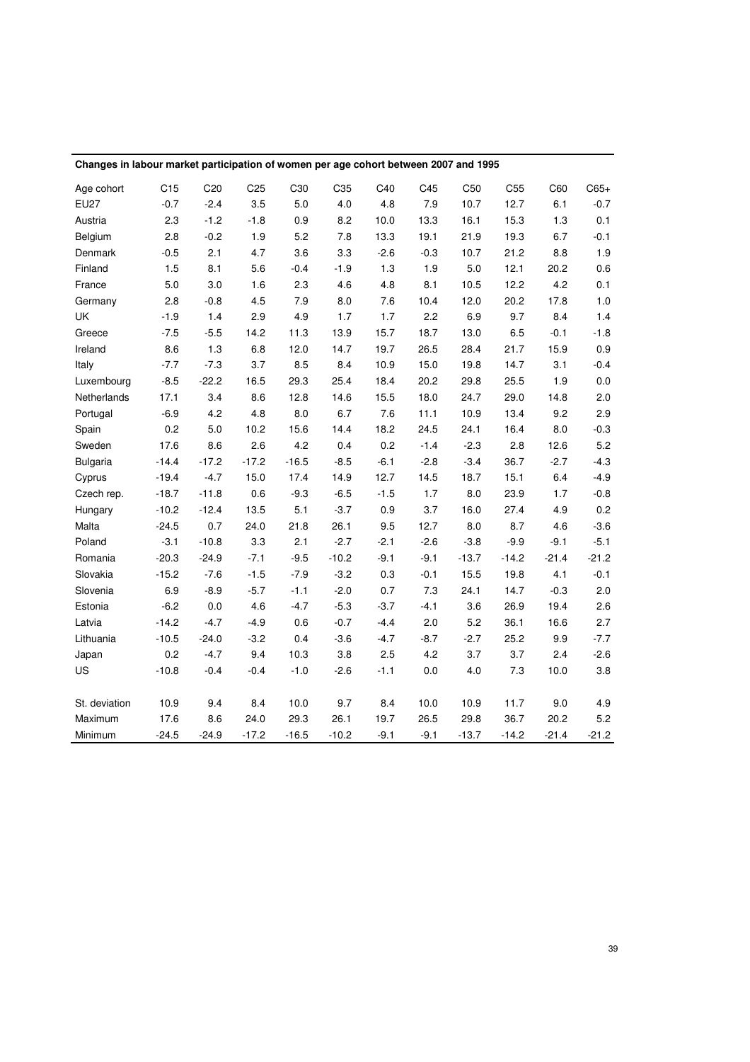**Changes in labour market participation of women per age cohort between 2007 and 1995**

| Age cohort | C15 | C20 | C25 | C30 | C35 | C40 | C45 | C50 | C55 | C60 | C65+ |
|---|---|---|---|---|---|---|---|---|---|---|---|
| EU27 | -0.7 | -2.4 | 3.5 | 5.0 | 4.0 | 4.8 | 7.9 | 10.7 | 12.7 | 6.1 | -0.7 |
| Austria | 2.3 | -1.2 | -1.8 | 0.9 | 8.2 | 10.0 | 13.3 | 16.1 | 15.3 | 1.3 | 0.1 |
| Belgium | 2.8 | -0.2 | 1.9 | 5.2 | 7.8 | 13.3 | 19.1 | 21.9 | 19.3 | 6.7 | -0.1 |
| Denmark | -0.5 | 2.1 | 4.7 | 3.6 | 3.3 | -2.6 | -0.3 | 10.7 | 21.2 | 8.8 | 1.9 |
| Finland | 1.5 | 8.1 | 5.6 | -0.4 | -1.9 | 1.3 | 1.9 | 5.0 | 12.1 | 20.2 | 0.6 |
| France | 5.0 | 3.0 | 1.6 | 2.3 | 4.6 | 4.8 | 8.1 | 10.5 | 12.2 | 4.2 | 0.1 |
| Germany | 2.8 | -0.8 | 4.5 | 7.9 | 8.0 | 7.6 | 10.4 | 12.0 | 20.2 | 17.8 | 1.0 |
| UK | -1.9 | 1.4 | 2.9 | 4.9 | 1.7 | 1.7 | 2.2 | 6.9 | 9.7 | 8.4 | 1.4 |
| Greece | -7.5 | -5.5 | 14.2 | 11.3 | 13.9 | 15.7 | 18.7 | 13.0 | 6.5 | -0.1 | -1.8 |
| Ireland | 8.6 | 1.3 | 6.8 | 12.0 | 14.7 | 19.7 | 26.5 | 28.4 | 21.7 | 15.9 | 0.9 |
| Italy | -7.7 | -7.3 | 3.7 | 8.5 | 8.4 | 10.9 | 15.0 | 19.8 | 14.7 | 3.1 | -0.4 |
| Luxembourg | -8.5 | -22.2 | 16.5 | 29.3 | 25.4 | 18.4 | 20.2 | 29.8 | 25.5 | 1.9 | 0.0 |
| Netherlands | 17.1 | 3.4 | 8.6 | 12.8 | 14.6 | 15.5 | 18.0 | 24.7 | 29.0 | 14.8 | 2.0 |
| Portugal | -6.9 | 4.2 | 4.8 | 8.0 | 6.7 | 7.6 | 11.1 | 10.9 | 13.4 | 9.2 | 2.9 |
| Spain | 0.2 | 5.0 | 10.2 | 15.6 | 14.4 | 18.2 | 24.5 | 24.1 | 16.4 | 8.0 | -0.3 |
| Sweden | 17.6 | 8.6 | 2.6 | 4.2 | 0.4 | 0.2 | -1.4 | -2.3 | 2.8 | 12.6 | 5.2 |
| Bulgaria | -14.4 | -17.2 | -17.2 | -16.5 | -8.5 | -6.1 | -2.8 | -3.4 | 36.7 | -2.7 | -4.3 |
| Cyprus | -19.4 | -4.7 | 15.0 | 17.4 | 14.9 | 12.7 | 14.5 | 18.7 | 15.1 | 6.4 | -4.9 |
| Czech rep. | -18.7 | -11.8 | 0.6 | -9.3 | -6.5 | -1.5 | 1.7 | 8.0 | 23.9 | 1.7 | -0.8 |
| Hungary | -10.2 | -12.4 | 13.5 | 5.1 | -3.7 | 0.9 | 3.7 | 16.0 | 27.4 | 4.9 | 0.2 |
| Malta | -24.5 | 0.7 | 24.0 | 21.8 | 26.1 | 9.5 | 12.7 | 8.0 | 8.7 | 4.6 | -3.6 |
| Poland | -3.1 | -10.8 | 3.3 | 2.1 | -2.7 | -2.1 | -2.6 | -3.8 | -9.9 | -9.1 | -5.1 |
| Romania | -20.3 | -24.9 | -7.1 | -9.5 | -10.2 | -9.1 | -9.1 | -13.7 | -14.2 | -21.4 | -21.2 |
| Slovakia | -15.2 | -7.6 | -1.5 | -7.9 | -3.2 | 0.3 | -0.1 | 15.5 | 19.8 | 4.1 | -0.1 |
| Slovenia | 6.9 | -8.9 | -5.7 | -1.1 | -2.0 | 0.7 | 7.3 | 24.1 | 14.7 | -0.3 | 2.0 |
| Estonia | -6.2 | 0.0 | 4.6 | -4.7 | -5.3 | -3.7 | -4.1 | 3.6 | 26.9 | 19.4 | 2.6 |
| Latvia | -14.2 | -4.7 | -4.9 | 0.6 | -0.7 | -4.4 | 2.0 | 5.2 | 36.1 | 16.6 | 2.7 |
| Lithuania | -10.5 | -24.0 | -3.2 | 0.4 | -3.6 | -4.7 | -8.7 | -2.7 | 25.2 | 9.9 | -7.7 |
| Japan | 0.2 | -4.7 | 9.4 | 10.3 | 3.8 | 2.5 | 4.2 | 3.7 | 3.7 | 2.4 | -2.6 |
| US | -10.8 | -0.4 | -0.4 | -1.0 | -2.6 | -1.1 | 0.0 | 4.0 | 7.3 | 10.0 | 3.8 |
| | | | | | | | | | | | |
| St. deviation | 10.9 | 9.4 | 8.4 | 10.0 | 9.7 | 8.4 | 10.0 | 10.9 | 11.7 | 9.0 | 4.9 |
| Maximum | 17.6 | 8.6 | 24.0 | 29.3 | 26.1 | 19.7 | 26.5 | 29.8 | 36.7 | 20.2 | 5.2 |
| Minimum | -24.5 | -24.9 | -17.2 | -16.5 | -10.2 | -9.1 | -9.1 | -13.7 | -14.2 | -21.4 | -21.2 |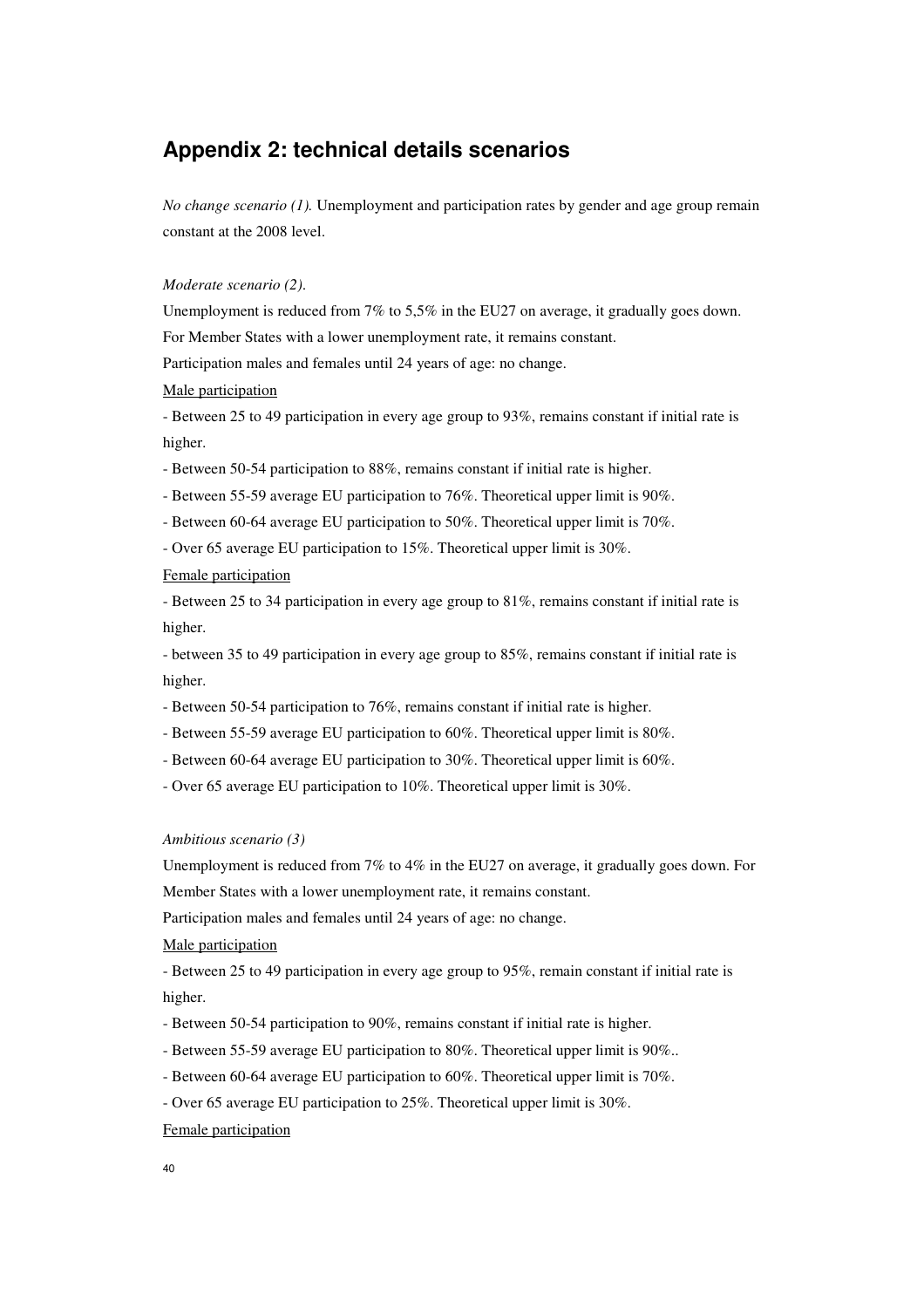## Appendix 2: technical details scenarios

*No change scenario (1).* Unemployment and participation rates by gender and age group remain constant at the 2008 level.

*Moderate scenario (2).*

Unemployment is reduced from 7% to 5,5% in the EU27 on average, it gradually goes down. For Member States with a lower unemployment rate, it remains constant.

Participation males and females until 24 years of age: no change.

<u>Male participation</u>

- Between 25 to 49 participation in every age group to 93%, remains constant if initial rate is higher.
- Between 50-54 participation to 88%, remains constant if initial rate is higher.
- Between 55-59 average EU participation to 76%. Theoretical upper limit is 90%.
- Between 60-64 average EU participation to 50%. Theoretical upper limit is 70%.
- Over 65 average EU participation to 15%. Theoretical upper limit is 30%.

<u>Female participation</u>

- Between 25 to 34 participation in every age group to 81%, remains constant if initial rate is higher.
- between 35 to 49 participation in every age group to 85%, remains constant if initial rate is higher.
- Between 50-54 participation to 76%, remains constant if initial rate is higher.
- Between 55-59 average EU participation to 60%. Theoretical upper limit is 80%.
- Between 60-64 average EU participation to 30%. Theoretical upper limit is 60%.
- Over 65 average EU participation to 10%. Theoretical upper limit is 30%.

*Ambitious scenario (3)*

Unemployment is reduced from 7% to 4% in the EU27 on average, it gradually goes down. For Member States with a lower unemployment rate, it remains constant.

Participation males and females until 24 years of age: no change.

<u>Male participation</u>

- Between 25 to 49 participation in every age group to 95%, remain constant if initial rate is higher.
- Between 50-54 participation to 90%, remains constant if initial rate is higher.
- Between 55-59 average EU participation to 80%. Theoretical upper limit is 90%..
- Between 60-64 average EU participation to 60%. Theoretical upper limit is 70%.
- Over 65 average EU participation to 25%. Theoretical upper limit is 30%.

<u>Female participation</u>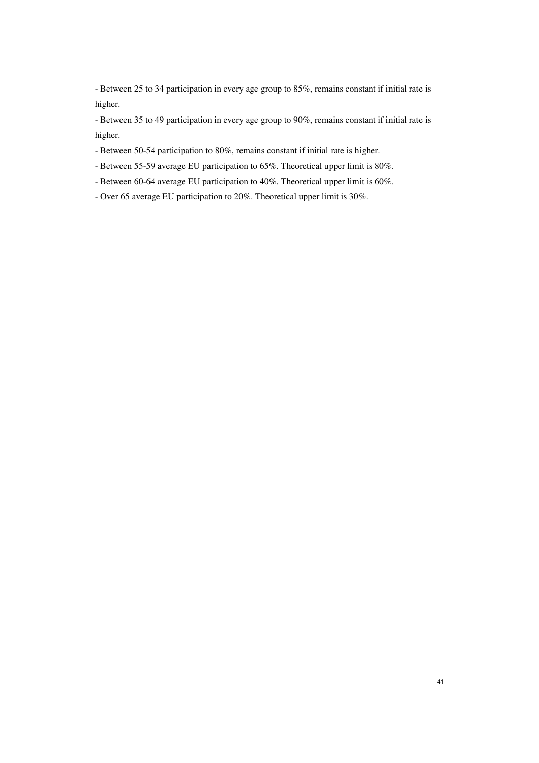- Between 25 to 34 participation in every age group to 85%, remains constant if initial rate is higher.

- Between 35 to 49 participation in every age group to 90%, remains constant if initial rate is higher.

- Between 50-54 participation to 80%, remains constant if initial rate is higher.

- Between 55-59 average EU participation to 65%. Theoretical upper limit is 80%.

- Between 60-64 average EU participation to 40%. Theoretical upper limit is 60%.

- Over 65 average EU participation to 20%. Theoretical upper limit is 30%.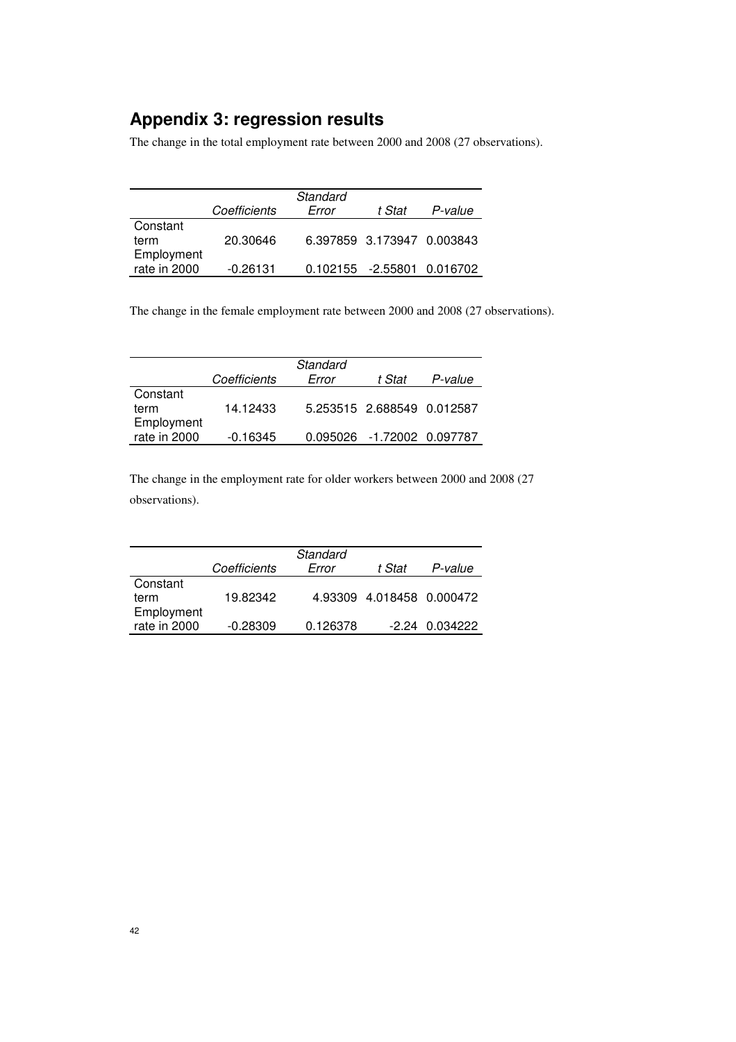## Appendix 3: regression results

The change in the total employment rate between 2000 and 2008 (27 observations).

| | *Coefficients* | *Standard Error* | *t Stat* | *P-value* |
|---|---|---|---|---|
| Constant term | 20.30646 | 6.397859 | 3.173947 | 0.003843 |
| Employment rate in 2000 | -0.26131 | 0.102155 | -2.55801 | 0.016702 |

The change in the female employment rate between 2000 and 2008 (27 observations).

| | *Coefficients* | *Standard Error* | *t Stat* | *P-value* |
|---|---|---|---|---|
| Constant term | 14.12433 | 5.253515 | 2.688549 | 0.012587 |
| Employment rate in 2000 | -0.16345 | 0.095026 | -1.72002 | 0.097787 |

The change in the employment rate for older workers between 2000 and 2008 (27 observations).

| | *Coefficients* | *Standard Error* | *t Stat* | *P-value* |
|---|---|---|---|---|
| Constant term | 19.82342 | 4.93309 | 4.018458 | 0.000472 |
| Employment rate in 2000 | -0.28309 | 0.126378 | -2.24 | 0.034222 |